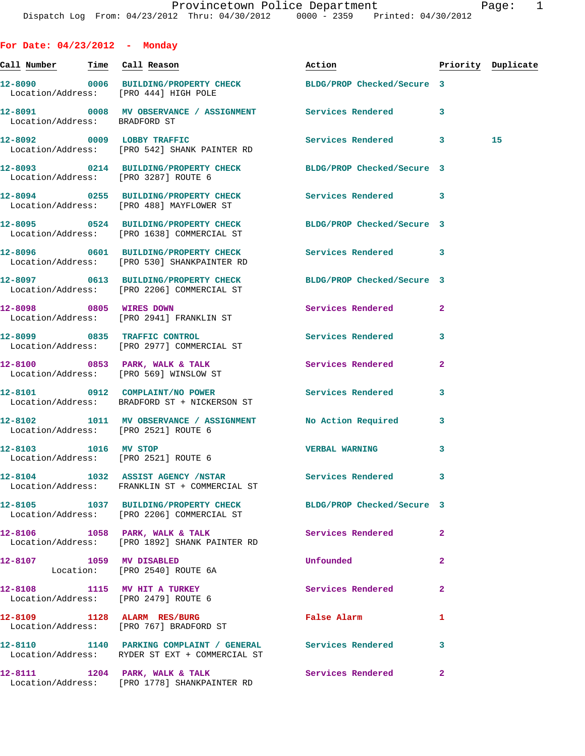Provincetown Police Department
Dispatch Log From: 04/23/2012 Thru: 04/30/2012 0000 - 2359 Printed: 04/30/2012

## For Date: 04/23/2012 - Monday

| Call Number | Time | Call Reason | Action | Priority | Duplicate |
|---|---|---|---|---|---|
| 12-8090 | 0006 | BUILDING/PROPERTY CHECK | BLDG/PROP Checked/Secure | 3 | |
| Location/Address: | | [PRO 444] HIGH POLE | | | |
| 12-8091 | 0008 | MV OBSERVANCE / ASSIGNMENT | Services Rendered | 3 | |
| Location/Address: | | BRADFORD ST | | | |
| 12-8092 | 0009 | LOBBY TRAFFIC | Services Rendered | 3 | 15 |
| Location/Address: | | [PRO 542] SHANK PAINTER RD | | | |
| 12-8093 | 0214 | BUILDING/PROPERTY CHECK | BLDG/PROP Checked/Secure | 3 | |
| Location/Address: | | [PRO 3287] ROUTE 6 | | | |
| 12-8094 | 0255 | BUILDING/PROPERTY CHECK | Services Rendered | 3 | |
| Location/Address: | | [PRO 488] MAYFLOWER ST | | | |
| 12-8095 | 0524 | BUILDING/PROPERTY CHECK | BLDG/PROP Checked/Secure | 3 | |
| Location/Address: | | [PRO 1638] COMMERCIAL ST | | | |
| 12-8096 | 0601 | BUILDING/PROPERTY CHECK | Services Rendered | 3 | |
| Location/Address: | | [PRO 530] SHANKPAINTER RD | | | |
| 12-8097 | 0613 | BUILDING/PROPERTY CHECK | BLDG/PROP Checked/Secure | 3 | |
| Location/Address: | | [PRO 2206] COMMERCIAL ST | | | |
| 12-8098 | 0805 | WIRES DOWN | Services Rendered | 2 | |
| Location/Address: | | [PRO 2941] FRANKLIN ST | | | |
| 12-8099 | 0835 | TRAFFIC CONTROL | Services Rendered | 3 | |
| Location/Address: | | [PRO 2977] COMMERCIAL ST | | | |
| 12-8100 | 0853 | PARK, WALK & TALK | Services Rendered | 2 | |
| Location/Address: | | [PRO 569] WINSLOW ST | | | |
| 12-8101 | 0912 | COMPLAINT/NO POWER | Services Rendered | 3 | |
| Location/Address: | | BRADFORD ST + NICKERSON ST | | | |
| 12-8102 | 1011 | MV OBSERVANCE / ASSIGNMENT | No Action Required | 3 | |
| Location/Address: | | [PRO 2521] ROUTE 6 | | | |
| 12-8103 | 1016 | MV STOP | VERBAL WARNING | 3 | |
| Location/Address: | | [PRO 2521] ROUTE 6 | | | |
| 12-8104 | 1032 | ASSIST AGENCY /NSTAR | Services Rendered | 3 | |
| Location/Address: | | FRANKLIN ST + COMMERCIAL ST | | | |
| 12-8105 | 1037 | BUILDING/PROPERTY CHECK | BLDG/PROP Checked/Secure | 3 | |
| Location/Address: | | [PRO 2206] COMMERCIAL ST | | | |
| 12-8106 | 1058 | PARK, WALK & TALK | Services Rendered | 2 | |
| Location/Address: | | [PRO 1892] SHANK PAINTER RD | | | |
| 12-8107 | 1059 | MV DISABLED | Unfounded | 2 | |
| Location: | | [PRO 2540] ROUTE 6A | | | |
| 12-8108 | 1115 | MV HIT A TURKEY | Services Rendered | 2 | |
| Location/Address: | | [PRO 2479] ROUTE 6 | | | |
| 12-8109 | 1128 | ALARM RES/BURG | False Alarm | 1 | |
| Location/Address: | | [PRO 767] BRADFORD ST | | | |
| 12-8110 | 1140 | PARKING COMPLAINT / GENERAL | Services Rendered | 3 | |
| Location/Address: | | RYDER ST EXT + COMMERCIAL ST | | | |
| 12-8111 | 1204 | PARK, WALK & TALK | Services Rendered | 2 | |
| Location/Address: | | [PRO 1778] SHANKPAINTER RD | | | |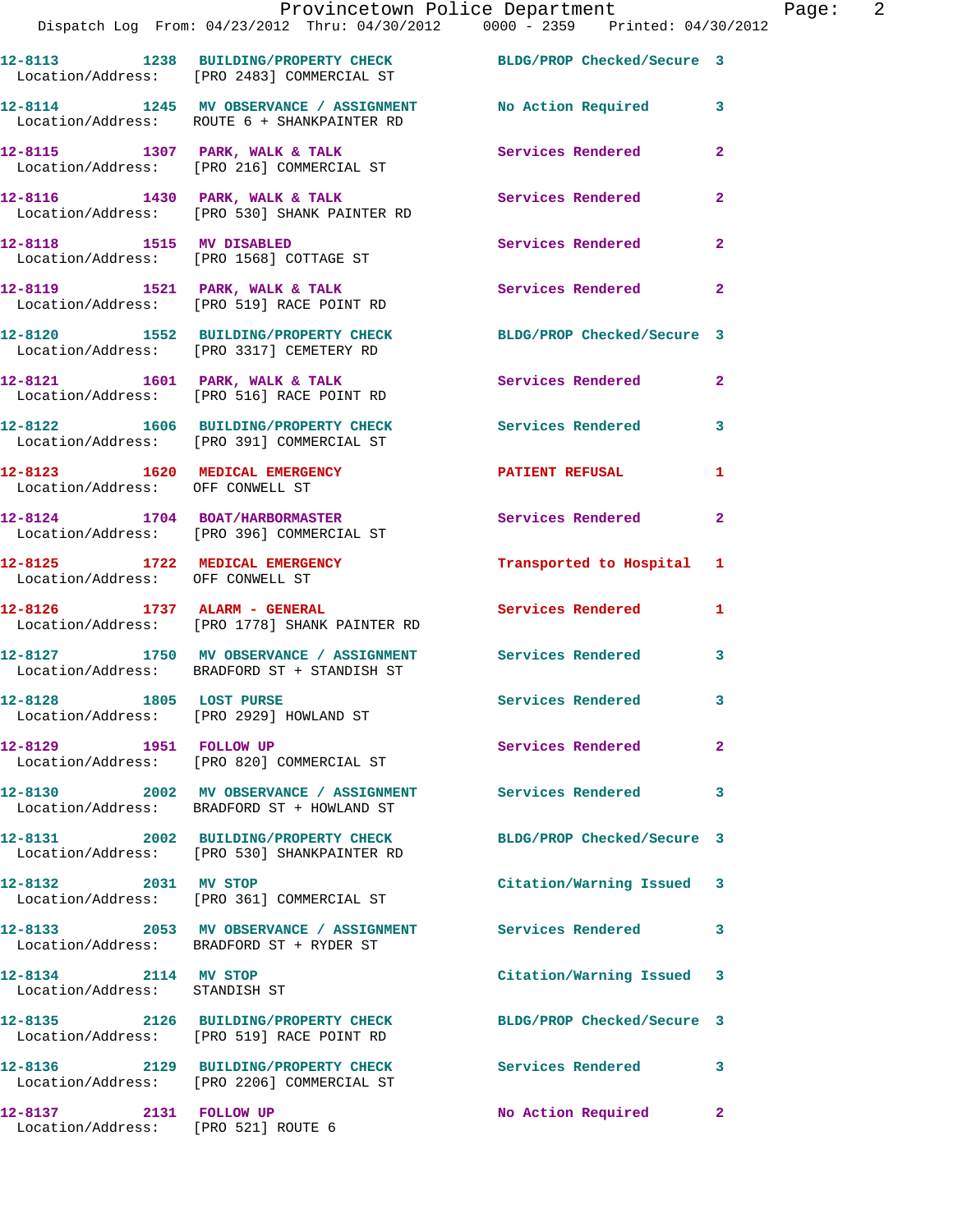12-8113 1238 BUILDING/PROPERTY CHECK BLDG/PROP Checked/Secure 3
Location/Address: [PRO 2483] COMMERCIAL ST

12-8114 1245 MV OBSERVANCE / ASSIGNMENT No Action Required 3
Location/Address: ROUTE 6 + SHANKPAINTER RD

12-8115 1307 PARK, WALK & TALK Services Rendered 2
Location/Address: [PRO 216] COMMERCIAL ST

12-8116 1430 PARK, WALK & TALK Services Rendered 2
Location/Address: [PRO 530] SHANK PAINTER RD

12-8118 1515 MV DISABLED Services Rendered 2
Location/Address: [PRO 1568] COTTAGE ST

12-8119 1521 PARK, WALK & TALK Services Rendered 2
Location/Address: [PRO 519] RACE POINT RD

12-8120 1552 BUILDING/PROPERTY CHECK BLDG/PROP Checked/Secure 3
Location/Address: [PRO 3317] CEMETERY RD

12-8121 1601 PARK, WALK & TALK Services Rendered 2
Location/Address: [PRO 516] RACE POINT RD

12-8122 1606 BUILDING/PROPERTY CHECK Services Rendered 3
Location/Address: [PRO 391] COMMERCIAL ST

12-8123 1620 MEDICAL EMERGENCY PATIENT REFUSAL 1
Location/Address: OFF CONWELL ST

12-8124 1704 BOAT/HARBORMASTER Services Rendered 2
Location/Address: [PRO 396] COMMERCIAL ST

12-8125 1722 MEDICAL EMERGENCY Transported to Hospital 1
Location/Address: OFF CONWELL ST

12-8126 1737 ALARM - GENERAL Services Rendered 1
Location/Address: [PRO 1778] SHANK PAINTER RD

12-8127 1750 MV OBSERVANCE / ASSIGNMENT Services Rendered 3
Location/Address: BRADFORD ST + STANDISH ST

12-8128 1805 LOST PURSE Services Rendered 3
Location/Address: [PRO 2929] HOWLAND ST

12-8129 1951 FOLLOW UP Services Rendered 2
Location/Address: [PRO 820] COMMERCIAL ST

12-8130 2002 MV OBSERVANCE / ASSIGNMENT Services Rendered 3
Location/Address: BRADFORD ST + HOWLAND ST

12-8131 2002 BUILDING/PROPERTY CHECK BLDG/PROP Checked/Secure 3
Location/Address: [PRO 530] SHANKPAINTER RD

12-8132 2031 MV STOP Citation/Warning Issued 3
Location/Address: [PRO 361] COMMERCIAL ST

12-8133 2053 MV OBSERVANCE / ASSIGNMENT Services Rendered 3
Location/Address: BRADFORD ST + RYDER ST

12-8134 2114 MV STOP Citation/Warning Issued 3
Location/Address: STANDISH ST

12-8135 2126 BUILDING/PROPERTY CHECK BLDG/PROP Checked/Secure 3
Location/Address: [PRO 519] RACE POINT RD

12-8136 2129 BUILDING/PROPERTY CHECK Services Rendered 3
Location/Address: [PRO 2206] COMMERCIAL ST

12-8137 2131 FOLLOW UP No Action Required 2
Location/Address: [PRO 521] ROUTE 6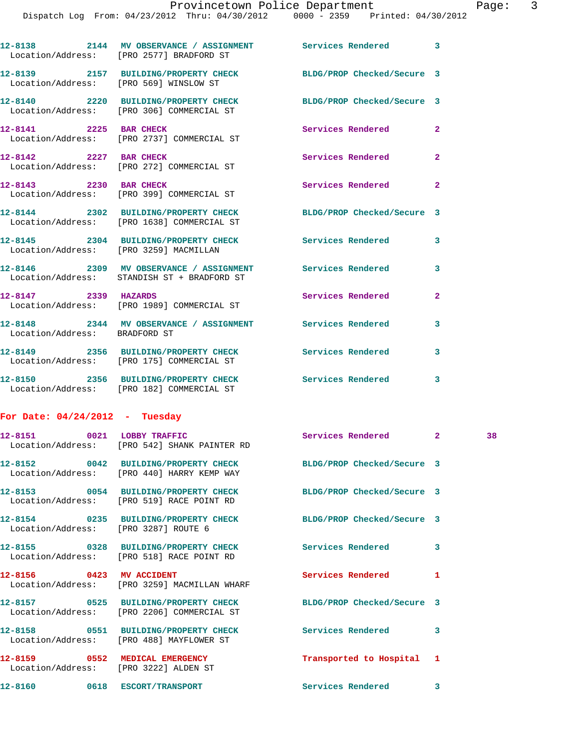12-8138 2144 MV OBSERVANCE / ASSIGNMENT Services Rendered 3
Location/Address: [PRO 2577] BRADFORD ST

12-8139 2157 BUILDING/PROPERTY CHECK BLDG/PROP Checked/Secure 3
Location/Address: [PRO 569] WINSLOW ST

12-8140 2220 BUILDING/PROPERTY CHECK BLDG/PROP Checked/Secure 3
Location/Address: [PRO 306] COMMERCIAL ST

12-8141 2225 BAR CHECK Services Rendered 2
Location/Address: [PRO 2737] COMMERCIAL ST

12-8142 2227 BAR CHECK Services Rendered 2
Location/Address: [PRO 272] COMMERCIAL ST

12-8143 2230 BAR CHECK Services Rendered 2
Location/Address: [PRO 399] COMMERCIAL ST

12-8144 2302 BUILDING/PROPERTY CHECK BLDG/PROP Checked/Secure 3
Location/Address: [PRO 1638] COMMERCIAL ST

12-8145 2304 BUILDING/PROPERTY CHECK Services Rendered 3
Location/Address: [PRO 3259] MACMILLAN

12-8146 2309 MV OBSERVANCE / ASSIGNMENT Services Rendered 3
Location/Address: STANDISH ST + BRADFORD ST

12-8147 2339 HAZARDS Services Rendered 2
Location/Address: [PRO 1989] COMMERCIAL ST

12-8148 2344 MV OBSERVANCE / ASSIGNMENT Services Rendered 3
Location/Address: BRADFORD ST

12-8149 2356 BUILDING/PROPERTY CHECK Services Rendered 3
Location/Address: [PRO 175] COMMERCIAL ST

12-8150 2356 BUILDING/PROPERTY CHECK Services Rendered 3
Location/Address: [PRO 182] COMMERCIAL ST

**For Date: 04/24/2012 - Tuesday**

12-8151 0021 LOBBY TRAFFIC Services Rendered 2 38
Location/Address: [PRO 542] SHANK PAINTER RD

12-8152 0042 BUILDING/PROPERTY CHECK BLDG/PROP Checked/Secure 3
Location/Address: [PRO 440] HARRY KEMP WAY

12-8153 0054 BUILDING/PROPERTY CHECK BLDG/PROP Checked/Secure 3
Location/Address: [PRO 519] RACE POINT RD

12-8154 0235 BUILDING/PROPERTY CHECK BLDG/PROP Checked/Secure 3
Location/Address: [PRO 3287] ROUTE 6

12-8155 0328 BUILDING/PROPERTY CHECK Services Rendered 3
Location/Address: [PRO 518] RACE POINT RD

12-8156 0423 MV ACCIDENT Services Rendered 1
Location/Address: [PRO 3259] MACMILLAN WHARF

12-8157 0525 BUILDING/PROPERTY CHECK BLDG/PROP Checked/Secure 3
Location/Address: [PRO 2206] COMMERCIAL ST

12-8158 0551 BUILDING/PROPERTY CHECK Services Rendered 3
Location/Address: [PRO 488] MAYFLOWER ST

12-8159 0552 MEDICAL EMERGENCY Transported to Hospital 1
Location/Address: [PRO 3222] ALDEN ST

12-8160 0618 ESCORT/TRANSPORT Services Rendered 3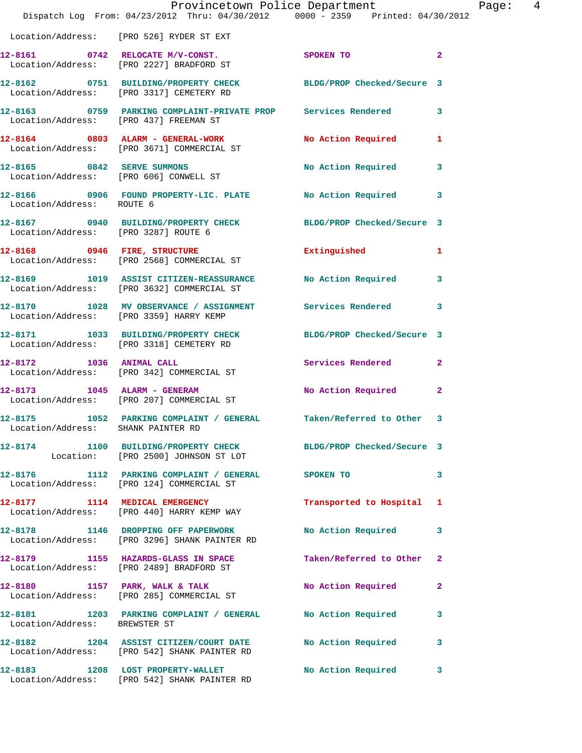Location/Address: [PRO 526] RYDER ST EXT

| Call Number | Time | Call Reason | Action | Priority |
|---|---|---|---|---|
| 12-8161 | 0742 | RELOCATE M/V-CONST. | SPOKEN TO | 2 |
| | | Location/Address: [PRO 2227] BRADFORD ST | | |
| 12-8162 | 0751 | BUILDING/PROPERTY CHECK | BLDG/PROP Checked/Secure | 3 |
| | | Location/Address: [PRO 3317] CEMETERY RD | | |
| 12-8163 | 0759 | PARKING COMPLAINT-PRIVATE PROP | Services Rendered | 3 |
| | | Location/Address: [PRO 437] FREEMAN ST | | |
| 12-8164 | 0803 | ALARM - GENERAL-WORK | No Action Required | 1 |
| | | Location/Address: [PRO 3671] COMMERCIAL ST | | |
| 12-8165 | 0842 | SERVE SUMMONS | No Action Required | 3 |
| | | Location/Address: [PRO 606] CONWELL ST | | |
| 12-8166 | 0906 | FOUND PROPERTY-LIC. PLATE | No Action Required | 3 |
| | | Location/Address: ROUTE 6 | | |
| 12-8167 | 0940 | BUILDING/PROPERTY CHECK | BLDG/PROP Checked/Secure | 3 |
| | | Location/Address: [PRO 3287] ROUTE 6 | | |
| 12-8168 | 0946 | FIRE, STRUCTURE | Extinguished | 1 |
| | | Location/Address: [PRO 2568] COMMERCIAL ST | | |
| 12-8169 | 1019 | ASSIST CITIZEN-REASSURANCE | No Action Required | 3 |
| | | Location/Address: [PRO 3632] COMMERCIAL ST | | |
| 12-8170 | 1028 | MV OBSERVANCE / ASSIGNMENT | Services Rendered | 3 |
| | | Location/Address: [PRO 3359] HARRY KEMP | | |
| 12-8171 | 1033 | BUILDING/PROPERTY CHECK | BLDG/PROP Checked/Secure | 3 |
| | | Location/Address: [PRO 3318] CEMETERY RD | | |
| 12-8172 | 1036 | ANIMAL CALL | Services Rendered | 2 |
| | | Location/Address: [PRO 342] COMMERCIAL ST | | |
| 12-8173 | 1045 | ALARM - GENERAM | No Action Required | 2 |
| | | Location/Address: [PRO 207] COMMERCIAL ST | | |
| 12-8175 | 1052 | PARKING COMPLAINT / GENERAL | Taken/Referred to Other | 3 |
| | | Location/Address: SHANK PAINTER RD | | |
| 12-8174 | 1100 | BUILDING/PROPERTY CHECK | BLDG/PROP Checked/Secure | 3 |
| | | Location: [PRO 2500] JOHNSON ST LOT | | |
| 12-8176 | 1112 | PARKING COMPLAINT / GENERAL | SPOKEN TO | 3 |
| | | Location/Address: [PRO 124] COMMERCIAL ST | | |
| 12-8177 | 1114 | MEDICAL EMERGENCY | Transported to Hospital | 1 |
| | | Location/Address: [PRO 440] HARRY KEMP WAY | | |
| 12-8178 | 1146 | DROPPING OFF PAPERWORK | No Action Required | 3 |
| | | Location/Address: [PRO 3296] SHANK PAINTER RD | | |
| 12-8179 | 1155 | HAZARDS-GLASS IN SPACE | Taken/Referred to Other | 2 |
| | | Location/Address: [PRO 2489] BRADFORD ST | | |
| 12-8180 | 1157 | PARK, WALK & TALK | No Action Required | 2 |
| | | Location/Address: [PRO 285] COMMERCIAL ST | | |
| 12-8181 | 1203 | PARKING COMPLAINT / GENERAL | No Action Required | 3 |
| | | Location/Address: BREWSTER ST | | |
| 12-8182 | 1204 | ASSIST CITIZEN/COURT DATE | No Action Required | 3 |
| | | Location/Address: [PRO 542] SHANK PAINTER RD | | |
| 12-8183 | 1208 | LOST PROPERTY-WALLET | No Action Required | 3 |
| | | Location/Address: [PRO 542] SHANK PAINTER RD | | |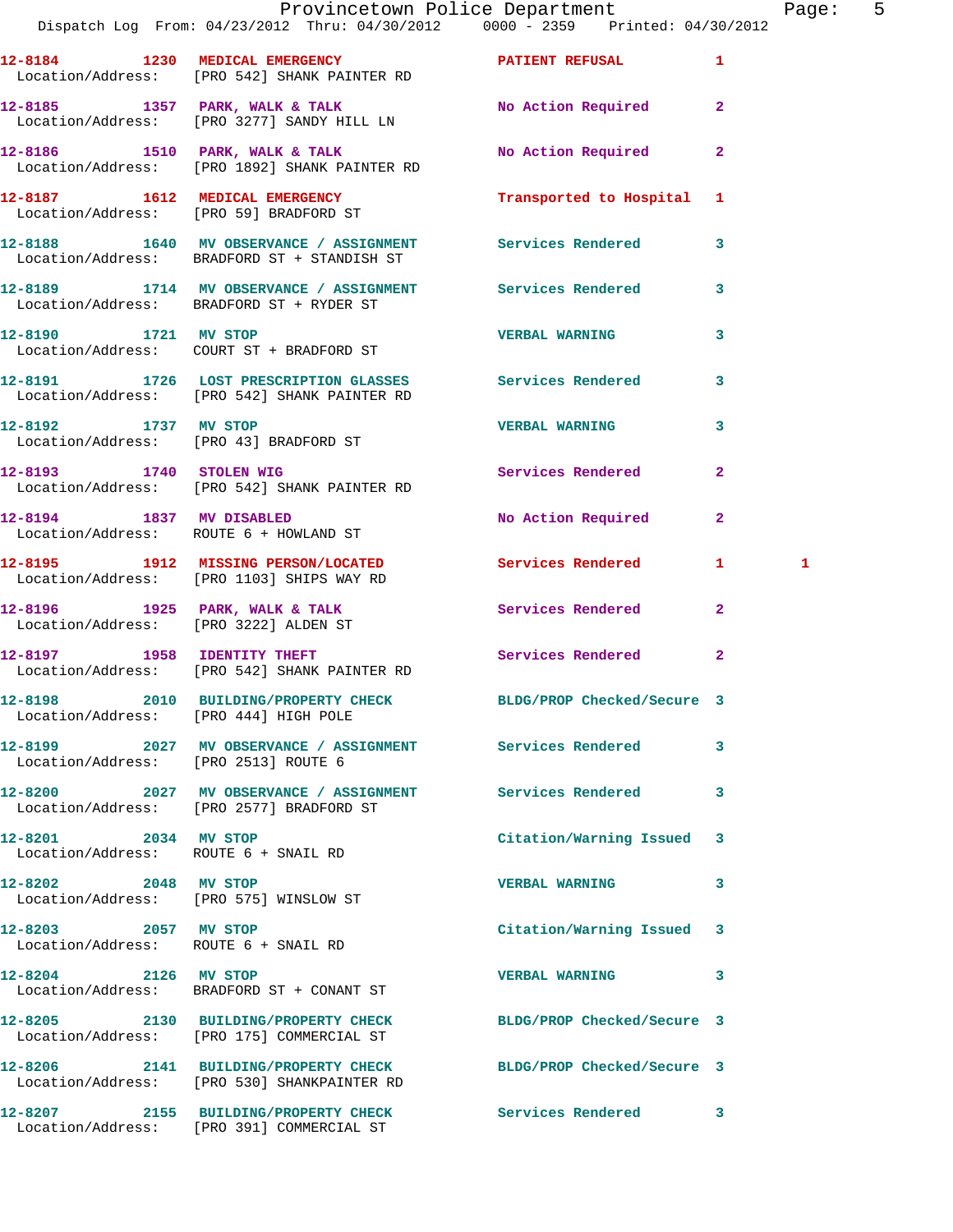| Call # | Time | Call Type | Action | Priority | |
|---|---|---|---|---|---|
| 12-8184 | 1230 | MEDICAL EMERGENCY | PATIENT REFUSAL | 1 | |
| Location/Address: | | [PRO 542] SHANK PAINTER RD | | | |
| 12-8185 | 1357 | PARK, WALK & TALK | No Action Required | 2 | |
| Location/Address: | | [PRO 3277] SANDY HILL LN | | | |
| 12-8186 | 1510 | PARK, WALK & TALK | No Action Required | 2 | |
| Location/Address: | | [PRO 1892] SHANK PAINTER RD | | | |
| 12-8187 | 1612 | MEDICAL EMERGENCY | Transported to Hospital | 1 | |
| Location/Address: | | [PRO 59] BRADFORD ST | | | |
| 12-8188 | 1640 | MV OBSERVANCE / ASSIGNMENT | Services Rendered | 3 | |
| Location/Address: | | BRADFORD ST + STANDISH ST | | | |
| 12-8189 | 1714 | MV OBSERVANCE / ASSIGNMENT | Services Rendered | 3 | |
| Location/Address: | | BRADFORD ST + RYDER ST | | | |
| 12-8190 | 1721 | MV STOP | VERBAL WARNING | 3 | |
| Location/Address: | | COURT ST + BRADFORD ST | | | |
| 12-8191 | 1726 | LOST PRESCRIPTION GLASSES | Services Rendered | 3 | |
| Location/Address: | | [PRO 542] SHANK PAINTER RD | | | |
| 12-8192 | 1737 | MV STOP | VERBAL WARNING | 3 | |
| Location/Address: | | [PRO 43] BRADFORD ST | | | |
| 12-8193 | 1740 | STOLEN WIG | Services Rendered | 2 | |
| Location/Address: | | [PRO 542] SHANK PAINTER RD | | | |
| 12-8194 | 1837 | MV DISABLED | No Action Required | 2 | |
| Location/Address: | | ROUTE 6 + HOWLAND ST | | | |
| 12-8195 | 1912 | MISSING PERSON/LOCATED | Services Rendered | 1 | 1 |
| Location/Address: | | [PRO 1103] SHIPS WAY RD | | | |
| 12-8196 | 1925 | PARK, WALK & TALK | Services Rendered | 2 | |
| Location/Address: | | [PRO 3222] ALDEN ST | | | |
| 12-8197 | 1958 | IDENTITY THEFT | Services Rendered | 2 | |
| Location/Address: | | [PRO 542] SHANK PAINTER RD | | | |
| 12-8198 | 2010 | BUILDING/PROPERTY CHECK | BLDG/PROP Checked/Secure | 3 | |
| Location/Address: | | [PRO 444] HIGH POLE | | | |
| 12-8199 | 2027 | MV OBSERVANCE / ASSIGNMENT | Services Rendered | 3 | |
| Location/Address: | | [PRO 2513] ROUTE 6 | | | |
| 12-8200 | 2027 | MV OBSERVANCE / ASSIGNMENT | Services Rendered | 3 | |
| Location/Address: | | [PRO 2577] BRADFORD ST | | | |
| 12-8201 | 2034 | MV STOP | Citation/Warning Issued | 3 | |
| Location/Address: | | ROUTE 6 + SNAIL RD | | | |
| 12-8202 | 2048 | MV STOP | VERBAL WARNING | 3 | |
| Location/Address: | | [PRO 575] WINSLOW ST | | | |
| 12-8203 | 2057 | MV STOP | Citation/Warning Issued | 3 | |
| Location/Address: | | ROUTE 6 + SNAIL RD | | | |
| 12-8204 | 2126 | MV STOP | VERBAL WARNING | 3 | |
| Location/Address: | | BRADFORD ST + CONANT ST | | | |
| 12-8205 | 2130 | BUILDING/PROPERTY CHECK | BLDG/PROP Checked/Secure | 3 | |
| Location/Address: | | [PRO 175] COMMERCIAL ST | | | |
| 12-8206 | 2141 | BUILDING/PROPERTY CHECK | BLDG/PROP Checked/Secure | 3 | |
| Location/Address: | | [PRO 530] SHANKPAINTER RD | | | |
| 12-8207 | 2155 | BUILDING/PROPERTY CHECK | Services Rendered | 3 | |
| Location/Address: | | [PRO 391] COMMERCIAL ST | | | |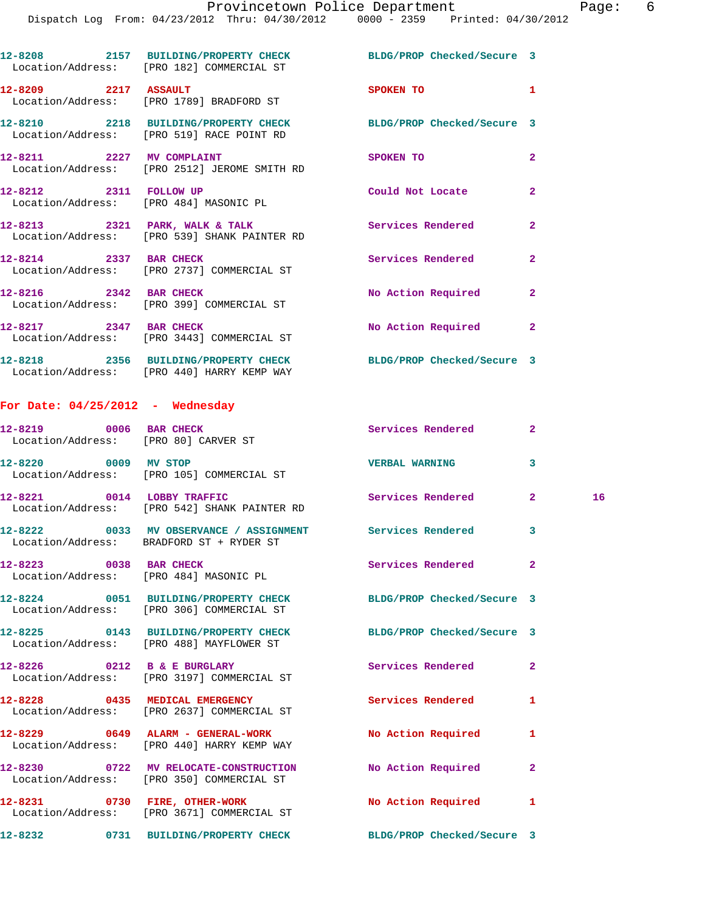12-8208 2157 BUILDING/PROPERTY CHECK BLDG/PROP Checked/Secure 3
Location/Address: [PRO 182] COMMERCIAL ST

12-8209 2217 ASSAULT SPOKEN TO 1
Location/Address: [PRO 1789] BRADFORD ST

12-8210 2218 BUILDING/PROPERTY CHECK BLDG/PROP Checked/Secure 3
Location/Address: [PRO 519] RACE POINT RD

12-8211 2227 MV COMPLAINT SPOKEN TO 2
Location/Address: [PRO 2512] JEROME SMITH RD

12-8212 2311 FOLLOW UP Could Not Locate 2
Location/Address: [PRO 484] MASONIC PL

12-8213 2321 PARK, WALK & TALK Services Rendered 2
Location/Address: [PRO 539] SHANK PAINTER RD

12-8214 2337 BAR CHECK Services Rendered 2
Location/Address: [PRO 2737] COMMERCIAL ST

12-8216 2342 BAR CHECK No Action Required 2
Location/Address: [PRO 399] COMMERCIAL ST

12-8217 2347 BAR CHECK No Action Required 2
Location/Address: [PRO 3443] COMMERCIAL ST

12-8218 2356 BUILDING/PROPERTY CHECK BLDG/PROP Checked/Secure 3
Location/Address: [PRO 440] HARRY KEMP WAY

## For Date: 04/25/2012 - Wednesday

12-8219 0006 BAR CHECK Services Rendered 2
Location/Address: [PRO 80] CARVER ST

12-8220 0009 MV STOP VERBAL WARNING 3
Location/Address: [PRO 105] COMMERCIAL ST

12-8221 0014 LOBBY TRAFFIC Services Rendered 2 16
Location/Address: [PRO 542] SHANK PAINTER RD

12-8222 0033 MV OBSERVANCE / ASSIGNMENT Services Rendered 3
Location/Address: BRADFORD ST + RYDER ST

12-8223 0038 BAR CHECK Services Rendered 2
Location/Address: [PRO 484] MASONIC PL

12-8224 0051 BUILDING/PROPERTY CHECK BLDG/PROP Checked/Secure 3
Location/Address: [PRO 306] COMMERCIAL ST

12-8225 0143 BUILDING/PROPERTY CHECK BLDG/PROP Checked/Secure 3
Location/Address: [PRO 488] MAYFLOWER ST

12-8226 0212 B & E BURGLARY Services Rendered 2
Location/Address: [PRO 3197] COMMERCIAL ST

12-8228 0435 MEDICAL EMERGENCY Services Rendered 1
Location/Address: [PRO 2637] COMMERCIAL ST

12-8229 0649 ALARM - GENERAL-WORK No Action Required 1
Location/Address: [PRO 440] HARRY KEMP WAY

12-8230 0722 MV RELOCATE-CONSTRUCTION No Action Required 2
Location/Address: [PRO 350] COMMERCIAL ST

12-8231 0730 FIRE, OTHER-WORK No Action Required 1
Location/Address: [PRO 3671] COMMERCIAL ST

12-8232 0731 BUILDING/PROPERTY CHECK BLDG/PROP Checked/Secure 3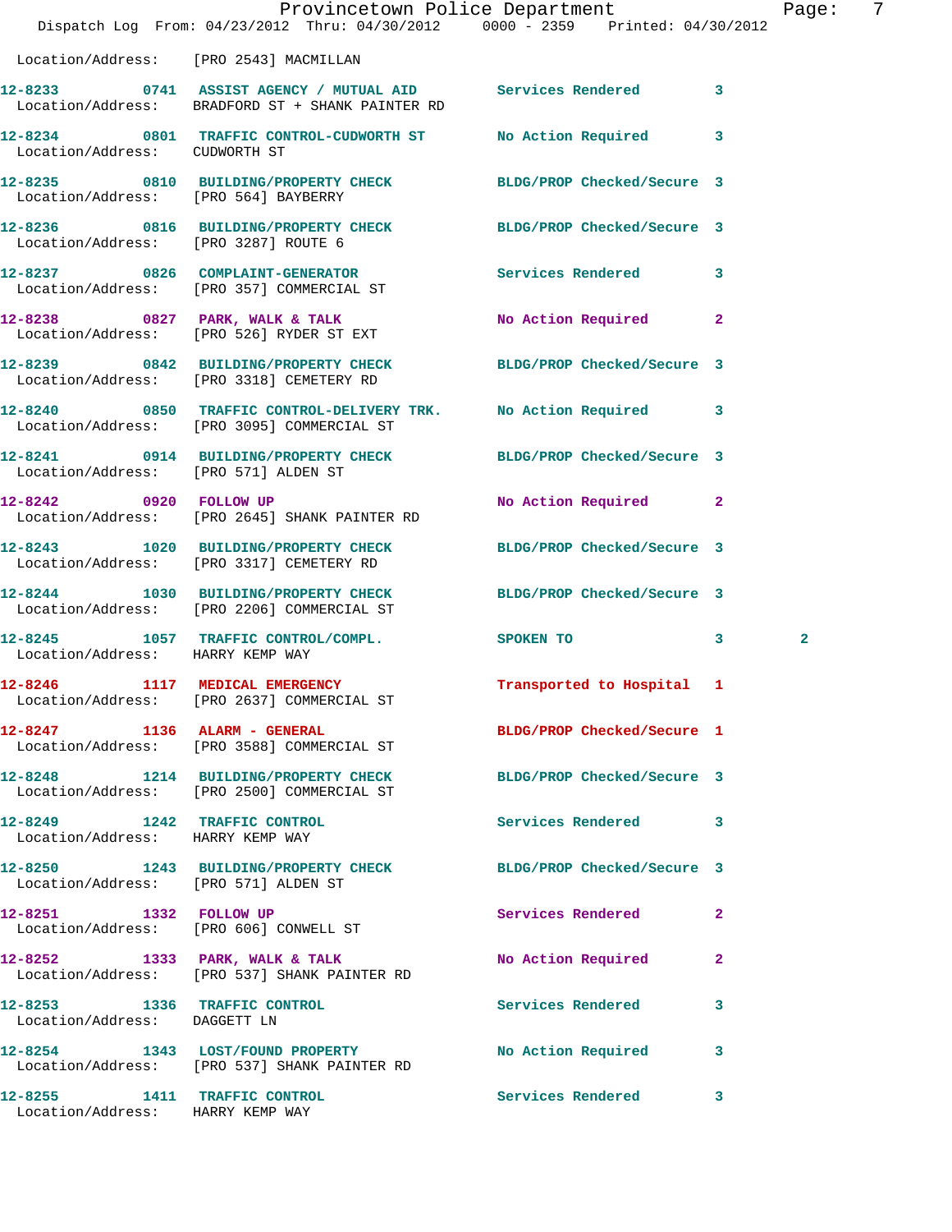Location/Address: [PRO 2543] MACMILLAN

| Call # | Time | Call Reason | Action | Priority | |
|---|---|---|---|---|---|
| 12-8233 | 0741 | ASSIST AGENCY / MUTUAL AID | Services Rendered | 3 | |
| Location/Address: | | BRADFORD ST + SHANK PAINTER RD | | | |
| 12-8234 | 0801 | TRAFFIC CONTROL-CUDWORTH ST | No Action Required | 3 | |
| Location/Address: | | CUDWORTH ST | | | |
| 12-8235 | 0810 | BUILDING/PROPERTY CHECK | BLDG/PROP Checked/Secure | 3 | |
| Location/Address: | | [PRO 564] BAYBERRY | | | |
| 12-8236 | 0816 | BUILDING/PROPERTY CHECK | BLDG/PROP Checked/Secure | 3 | |
| Location/Address: | | [PRO 3287] ROUTE 6 | | | |
| 12-8237 | 0826 | COMPLAINT-GENERATOR | Services Rendered | 3 | |
| Location/Address: | | [PRO 357] COMMERCIAL ST | | | |
| 12-8238 | 0827 | PARK, WALK & TALK | No Action Required | 2 | |
| Location/Address: | | [PRO 526] RYDER ST EXT | | | |
| 12-8239 | 0842 | BUILDING/PROPERTY CHECK | BLDG/PROP Checked/Secure | 3 | |
| Location/Address: | | [PRO 3318] CEMETERY RD | | | |
| 12-8240 | 0850 | TRAFFIC CONTROL-DELIVERY TRK. | No Action Required | 3 | |
| Location/Address: | | [PRO 3095] COMMERCIAL ST | | | |
| 12-8241 | 0914 | BUILDING/PROPERTY CHECK | BLDG/PROP Checked/Secure | 3 | |
| Location/Address: | | [PRO 571] ALDEN ST | | | |
| 12-8242 | 0920 | FOLLOW UP | No Action Required | 2 | |
| Location/Address: | | [PRO 2645] SHANK PAINTER RD | | | |
| 12-8243 | 1020 | BUILDING/PROPERTY CHECK | BLDG/PROP Checked/Secure | 3 | |
| Location/Address: | | [PRO 3317] CEMETERY RD | | | |
| 12-8244 | 1030 | BUILDING/PROPERTY CHECK | BLDG/PROP Checked/Secure | 3 | |
| Location/Address: | | [PRO 2206] COMMERCIAL ST | | | |
| 12-8245 | 1057 | TRAFFIC CONTROL/COMPL. | SPOKEN TO | 3 | 2 |
| Location/Address: | | HARRY KEMP WAY | | | |
| 12-8246 | 1117 | MEDICAL EMERGENCY | Transported to Hospital | 1 | |
| Location/Address: | | [PRO 2637] COMMERCIAL ST | | | |
| 12-8247 | 1136 | ALARM - GENERAL | BLDG/PROP Checked/Secure | 1 | |
| Location/Address: | | [PRO 3588] COMMERCIAL ST | | | |
| 12-8248 | 1214 | BUILDING/PROPERTY CHECK | BLDG/PROP Checked/Secure | 3 | |
| Location/Address: | | [PRO 2500] COMMERCIAL ST | | | |
| 12-8249 | 1242 | TRAFFIC CONTROL | Services Rendered | 3 | |
| Location/Address: | | HARRY KEMP WAY | | | |
| 12-8250 | 1243 | BUILDING/PROPERTY CHECK | BLDG/PROP Checked/Secure | 3 | |
| Location/Address: | | [PRO 571] ALDEN ST | | | |
| 12-8251 | 1332 | FOLLOW UP | Services Rendered | 2 | |
| Location/Address: | | [PRO 606] CONWELL ST | | | |
| 12-8252 | 1333 | PARK, WALK & TALK | No Action Required | 2 | |
| Location/Address: | | [PRO 537] SHANK PAINTER RD | | | |
| 12-8253 | 1336 | TRAFFIC CONTROL | Services Rendered | 3 | |
| Location/Address: | | DAGGETT LN | | | |
| 12-8254 | 1343 | LOST/FOUND PROPERTY | No Action Required | 3 | |
| Location/Address: | | [PRO 537] SHANK PAINTER RD | | | |
| 12-8255 | 1411 | TRAFFIC CONTROL | Services Rendered | 3 | |
| Location/Address: | | HARRY KEMP WAY | | | |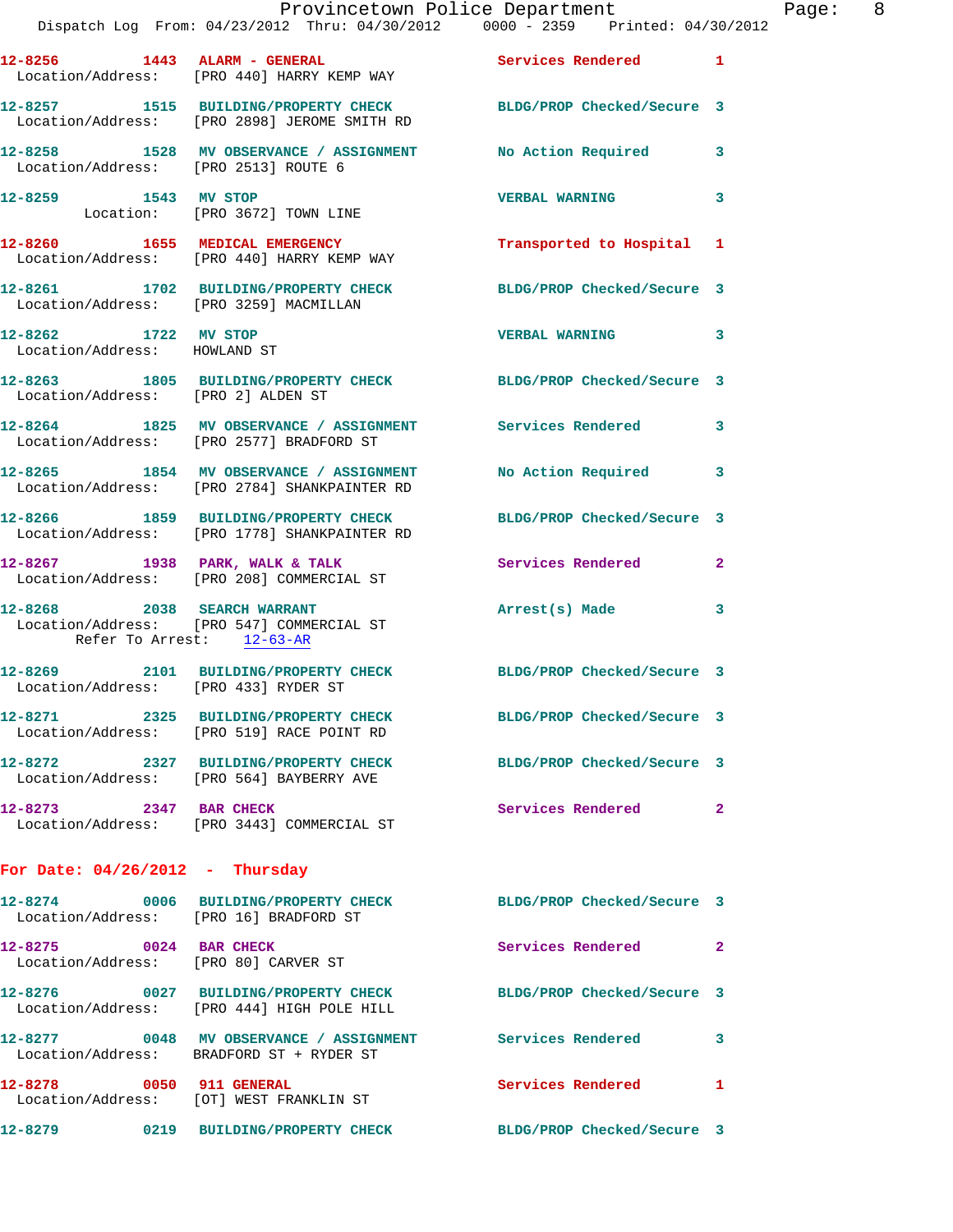12-8256 1443 ALARM - GENERAL Services Rendered 1
Location/Address: [PRO 440] HARRY KEMP WAY

12-8257 1515 BUILDING/PROPERTY CHECK BLDG/PROP Checked/Secure 3
Location/Address: [PRO 2898] JEROME SMITH RD

12-8258 1528 MV OBSERVANCE / ASSIGNMENT No Action Required 3
Location/Address: [PRO 2513] ROUTE 6

12-8259 1543 MV STOP VERBAL WARNING 3
Location: [PRO 3672] TOWN LINE

12-8260 1655 MEDICAL EMERGENCY Transported to Hospital 1
Location/Address: [PRO 440] HARRY KEMP WAY

12-8261 1702 BUILDING/PROPERTY CHECK BLDG/PROP Checked/Secure 3
Location/Address: [PRO 3259] MACMILLAN

12-8262 1722 MV STOP VERBAL WARNING 3
Location/Address: HOWLAND ST

12-8263 1805 BUILDING/PROPERTY CHECK BLDG/PROP Checked/Secure 3
Location/Address: [PRO 2] ALDEN ST

12-8264 1825 MV OBSERVANCE / ASSIGNMENT Services Rendered 3
Location/Address: [PRO 2577] BRADFORD ST

12-8265 1854 MV OBSERVANCE / ASSIGNMENT No Action Required 3
Location/Address: [PRO 2784] SHANKPAINTER RD

12-8266 1859 BUILDING/PROPERTY CHECK BLDG/PROP Checked/Secure 3
Location/Address: [PRO 1778] SHANKPAINTER RD

12-8267 1938 PARK, WALK & TALK Services Rendered 2
Location/Address: [PRO 208] COMMERCIAL ST

12-8268 2038 SEARCH WARRANT Arrest(s) Made 3
Location/Address: [PRO 547] COMMERCIAL ST
Refer To Arrest: 12-63-AR

12-8269 2101 BUILDING/PROPERTY CHECK BLDG/PROP Checked/Secure 3
Location/Address: [PRO 433] RYDER ST

12-8271 2325 BUILDING/PROPERTY CHECK BLDG/PROP Checked/Secure 3
Location/Address: [PRO 519] RACE POINT RD

12-8272 2327 BUILDING/PROPERTY CHECK BLDG/PROP Checked/Secure 3
Location/Address: [PRO 564] BAYBERRY AVE

12-8273 2347 BAR CHECK Services Rendered 2
Location/Address: [PRO 3443] COMMERCIAL ST

**For Date: 04/26/2012 - Thursday**

12-8274 0006 BUILDING/PROPERTY CHECK BLDG/PROP Checked/Secure 3
Location/Address: [PRO 16] BRADFORD ST

12-8275 0024 BAR CHECK Services Rendered 2
Location/Address: [PRO 80] CARVER ST

12-8276 0027 BUILDING/PROPERTY CHECK BLDG/PROP Checked/Secure 3
Location/Address: [PRO 444] HIGH POLE HILL

12-8277 0048 MV OBSERVANCE / ASSIGNMENT Services Rendered 3
Location/Address: BRADFORD ST + RYDER ST

12-8278 0050 911 GENERAL Services Rendered 1
Location/Address: [OT] WEST FRANKLIN ST

12-8279 0219 BUILDING/PROPERTY CHECK BLDG/PROP Checked/Secure 3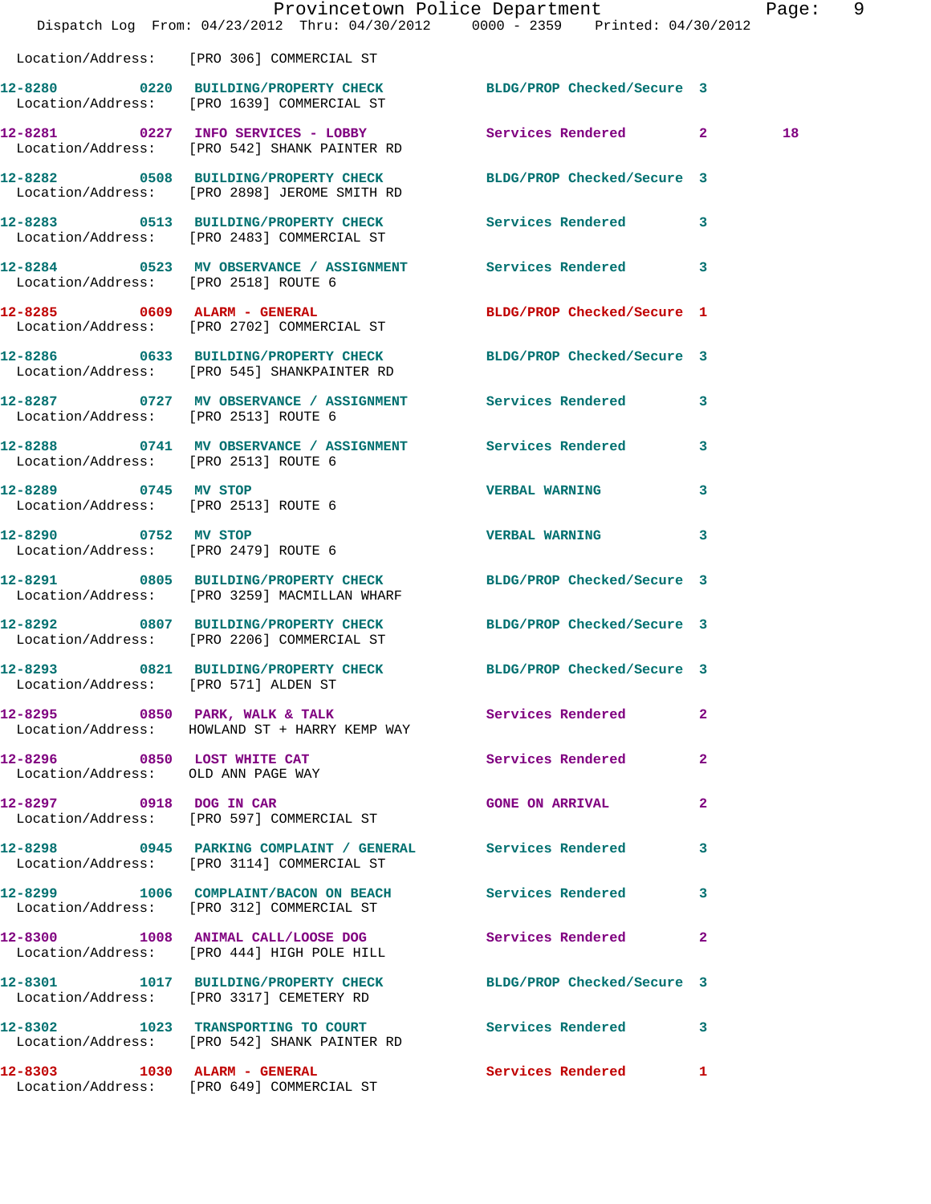Location/Address: [PRO 306] COMMERCIAL ST

12-8280 0220 BUILDING/PROPERTY CHECK BLDG/PROP Checked/Secure 3
Location/Address: [PRO 1639] COMMERCIAL ST

12-8281 0227 INFO SERVICES - LOBBY Services Rendered 2 18
Location/Address: [PRO 542] SHANK PAINTER RD

12-8282 0508 BUILDING/PROPERTY CHECK BLDG/PROP Checked/Secure 3
Location/Address: [PRO 2898] JEROME SMITH RD

12-8283 0513 BUILDING/PROPERTY CHECK Services Rendered 3
Location/Address: [PRO 2483] COMMERCIAL ST

12-8284 0523 MV OBSERVANCE / ASSIGNMENT Services Rendered 3
Location/Address: [PRO 2518] ROUTE 6

12-8285 0609 ALARM - GENERAL BLDG/PROP Checked/Secure 1
Location/Address: [PRO 2702] COMMERCIAL ST

12-8286 0633 BUILDING/PROPERTY CHECK BLDG/PROP Checked/Secure 3
Location/Address: [PRO 545] SHANKPAINTER RD

12-8287 0727 MV OBSERVANCE / ASSIGNMENT Services Rendered 3
Location/Address: [PRO 2513] ROUTE 6

12-8288 0741 MV OBSERVANCE / ASSIGNMENT Services Rendered 3
Location/Address: [PRO 2513] ROUTE 6

12-8289 0745 MV STOP VERBAL WARNING 3
Location/Address: [PRO 2513] ROUTE 6

12-8290 0752 MV STOP VERBAL WARNING 3
Location/Address: [PRO 2479] ROUTE 6

12-8291 0805 BUILDING/PROPERTY CHECK BLDG/PROP Checked/Secure 3
Location/Address: [PRO 3259] MACMILLAN WHARF

12-8292 0807 BUILDING/PROPERTY CHECK BLDG/PROP Checked/Secure 3
Location/Address: [PRO 2206] COMMERCIAL ST

12-8293 0821 BUILDING/PROPERTY CHECK BLDG/PROP Checked/Secure 3
Location/Address: [PRO 571] ALDEN ST

12-8295 0850 PARK, WALK & TALK Services Rendered 2
Location/Address: HOWLAND ST + HARRY KEMP WAY

12-8296 0850 LOST WHITE CAT Services Rendered 2
Location/Address: OLD ANN PAGE WAY

12-8297 0918 DOG IN CAR GONE ON ARRIVAL 2
Location/Address: [PRO 597] COMMERCIAL ST

12-8298 0945 PARKING COMPLAINT / GENERAL Services Rendered 3
Location/Address: [PRO 3114] COMMERCIAL ST

12-8299 1006 COMPLAINT/BACON ON BEACH Services Rendered 3
Location/Address: [PRO 312] COMMERCIAL ST

12-8300 1008 ANIMAL CALL/LOOSE DOG Services Rendered 2
Location/Address: [PRO 444] HIGH POLE HILL

12-8301 1017 BUILDING/PROPERTY CHECK BLDG/PROP Checked/Secure 3
Location/Address: [PRO 3317] CEMETERY RD

12-8302 1023 TRANSPORTING TO COURT Services Rendered 3
Location/Address: [PRO 542] SHANK PAINTER RD

12-8303 1030 ALARM - GENERAL Services Rendered 1
Location/Address: [PRO 649] COMMERCIAL ST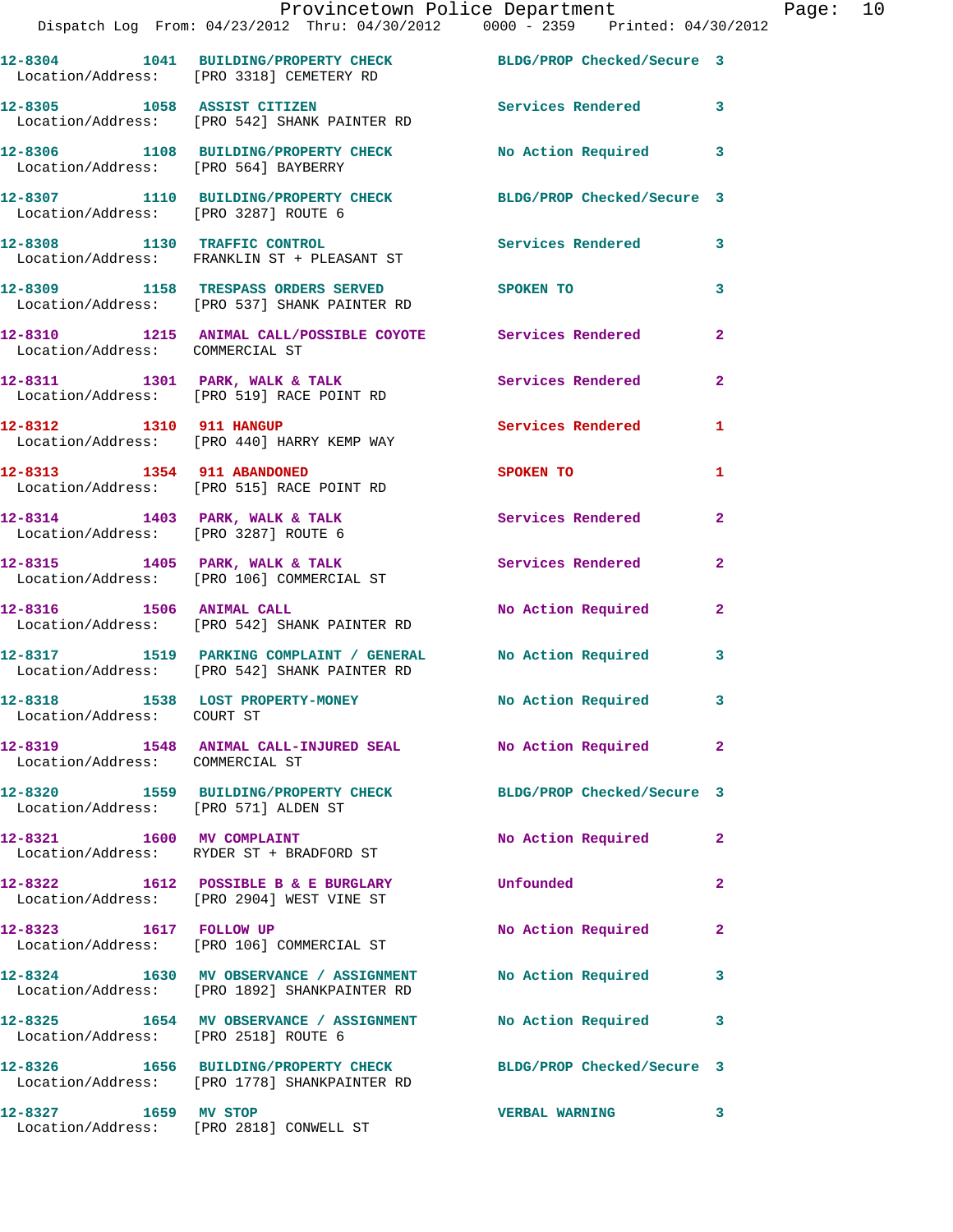12-8304 1041 BUILDING/PROPERTY CHECK BLDG/PROP Checked/Secure 3
Location/Address: [PRO 3318] CEMETERY RD

12-8305 1058 ASSIST CITIZEN Services Rendered 3
Location/Address: [PRO 542] SHANK PAINTER RD

12-8306 1108 BUILDING/PROPERTY CHECK No Action Required 3
Location/Address: [PRO 564] BAYBERRY

12-8307 1110 BUILDING/PROPERTY CHECK BLDG/PROP Checked/Secure 3
Location/Address: [PRO 3287] ROUTE 6

12-8308 1130 TRAFFIC CONTROL Services Rendered 3
Location/Address: FRANKLIN ST + PLEASANT ST

12-8309 1158 TRESPASS ORDERS SERVED SPOKEN TO 3
Location/Address: [PRO 537] SHANK PAINTER RD

12-8310 1215 ANIMAL CALL/POSSIBLE COYOTE Services Rendered 2
Location/Address: COMMERCIAL ST

12-8311 1301 PARK, WALK & TALK Services Rendered 2
Location/Address: [PRO 519] RACE POINT RD

12-8312 1310 911 HANGUP Services Rendered 1
Location/Address: [PRO 440] HARRY KEMP WAY

12-8313 1354 911 ABANDONED SPOKEN TO 1
Location/Address: [PRO 515] RACE POINT RD

12-8314 1403 PARK, WALK & TALK Services Rendered 2
Location/Address: [PRO 3287] ROUTE 6

12-8315 1405 PARK, WALK & TALK Services Rendered 2
Location/Address: [PRO 106] COMMERCIAL ST

12-8316 1506 ANIMAL CALL No Action Required 2
Location/Address: [PRO 542] SHANK PAINTER RD

12-8317 1519 PARKING COMPLAINT / GENERAL No Action Required 3
Location/Address: [PRO 542] SHANK PAINTER RD

12-8318 1538 LOST PROPERTY-MONEY No Action Required 3
Location/Address: COURT ST

12-8319 1548 ANIMAL CALL-INJURED SEAL No Action Required 2
Location/Address: COMMERCIAL ST

12-8320 1559 BUILDING/PROPERTY CHECK BLDG/PROP Checked/Secure 3
Location/Address: [PRO 571] ALDEN ST

12-8321 1600 MV COMPLAINT No Action Required 2
Location/Address: RYDER ST + BRADFORD ST

12-8322 1612 POSSIBLE B & E BURGLARY Unfounded 2
Location/Address: [PRO 2904] WEST VINE ST

12-8323 1617 FOLLOW UP No Action Required 2
Location/Address: [PRO 106] COMMERCIAL ST

12-8324 1630 MV OBSERVANCE / ASSIGNMENT No Action Required 3
Location/Address: [PRO 1892] SHANKPAINTER RD

12-8325 1654 MV OBSERVANCE / ASSIGNMENT No Action Required 3
Location/Address: [PRO 2518] ROUTE 6

12-8326 1656 BUILDING/PROPERTY CHECK BLDG/PROP Checked/Secure 3
Location/Address: [PRO 1778] SHANKPAINTER RD

12-8327 1659 MV STOP VERBAL WARNING 3
Location/Address: [PRO 2818] CONWELL ST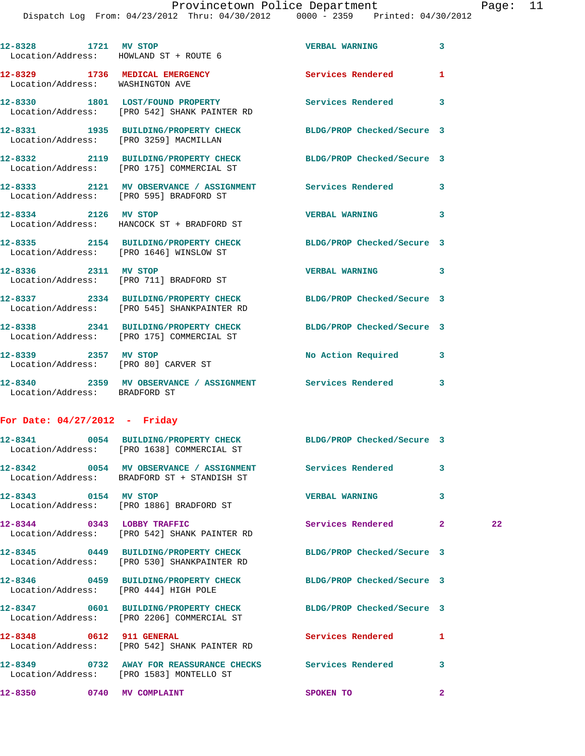12-8328 1721 MV STOP VERBAL WARNING 3
Location/Address: HOWLAND ST + ROUTE 6

12-8329 1736 MEDICAL EMERGENCY Services Rendered 1
Location/Address: WASHINGTON AVE

12-8330 1801 LOST/FOUND PROPERTY Services Rendered 3
Location/Address: [PRO 542] SHANK PAINTER RD

12-8331 1935 BUILDING/PROPERTY CHECK BLDG/PROP Checked/Secure 3
Location/Address: [PRO 3259] MACMILLAN

12-8332 2119 BUILDING/PROPERTY CHECK BLDG/PROP Checked/Secure 3
Location/Address: [PRO 175] COMMERCIAL ST

12-8333 2121 MV OBSERVANCE / ASSIGNMENT Services Rendered 3
Location/Address: [PRO 595] BRADFORD ST

12-8334 2126 MV STOP VERBAL WARNING 3
Location/Address: HANCOCK ST + BRADFORD ST

12-8335 2154 BUILDING/PROPERTY CHECK BLDG/PROP Checked/Secure 3
Location/Address: [PRO 1646] WINSLOW ST

12-8336 2311 MV STOP VERBAL WARNING 3
Location/Address: [PRO 711] BRADFORD ST

12-8337 2334 BUILDING/PROPERTY CHECK BLDG/PROP Checked/Secure 3
Location/Address: [PRO 545] SHANKPAINTER RD

12-8338 2341 BUILDING/PROPERTY CHECK BLDG/PROP Checked/Secure 3
Location/Address: [PRO 175] COMMERCIAL ST

12-8339 2357 MV STOP No Action Required 3
Location/Address: [PRO 80] CARVER ST

12-8340 2359 MV OBSERVANCE / ASSIGNMENT Services Rendered 3
Location/Address: BRADFORD ST

**For Date: 04/27/2012 - Friday**

12-8341 0054 BUILDING/PROPERTY CHECK BLDG/PROP Checked/Secure 3
Location/Address: [PRO 1638] COMMERCIAL ST

12-8342 0054 MV OBSERVANCE / ASSIGNMENT Services Rendered 3
Location/Address: BRADFORD ST + STANDISH ST

12-8343 0154 MV STOP VERBAL WARNING 3
Location/Address: [PRO 1886] BRADFORD ST

12-8344 0343 LOBBY TRAFFIC Services Rendered 2 22
Location/Address: [PRO 542] SHANK PAINTER RD

12-8345 0449 BUILDING/PROPERTY CHECK BLDG/PROP Checked/Secure 3
Location/Address: [PRO 530] SHANKPAINTER RD

12-8346 0459 BUILDING/PROPERTY CHECK BLDG/PROP Checked/Secure 3
Location/Address: [PRO 444] HIGH POLE

12-8347 0601 BUILDING/PROPERTY CHECK BLDG/PROP Checked/Secure 3
Location/Address: [PRO 2206] COMMERCIAL ST

12-8348 0612 911 GENERAL Services Rendered 1
Location/Address: [PRO 542] SHANK PAINTER RD

12-8349 0732 AWAY FOR REASSURANCE CHECKS Services Rendered 3
Location/Address: [PRO 1583] MONTELLO ST

12-8350 0740 MV COMPLAINT SPOKEN TO 2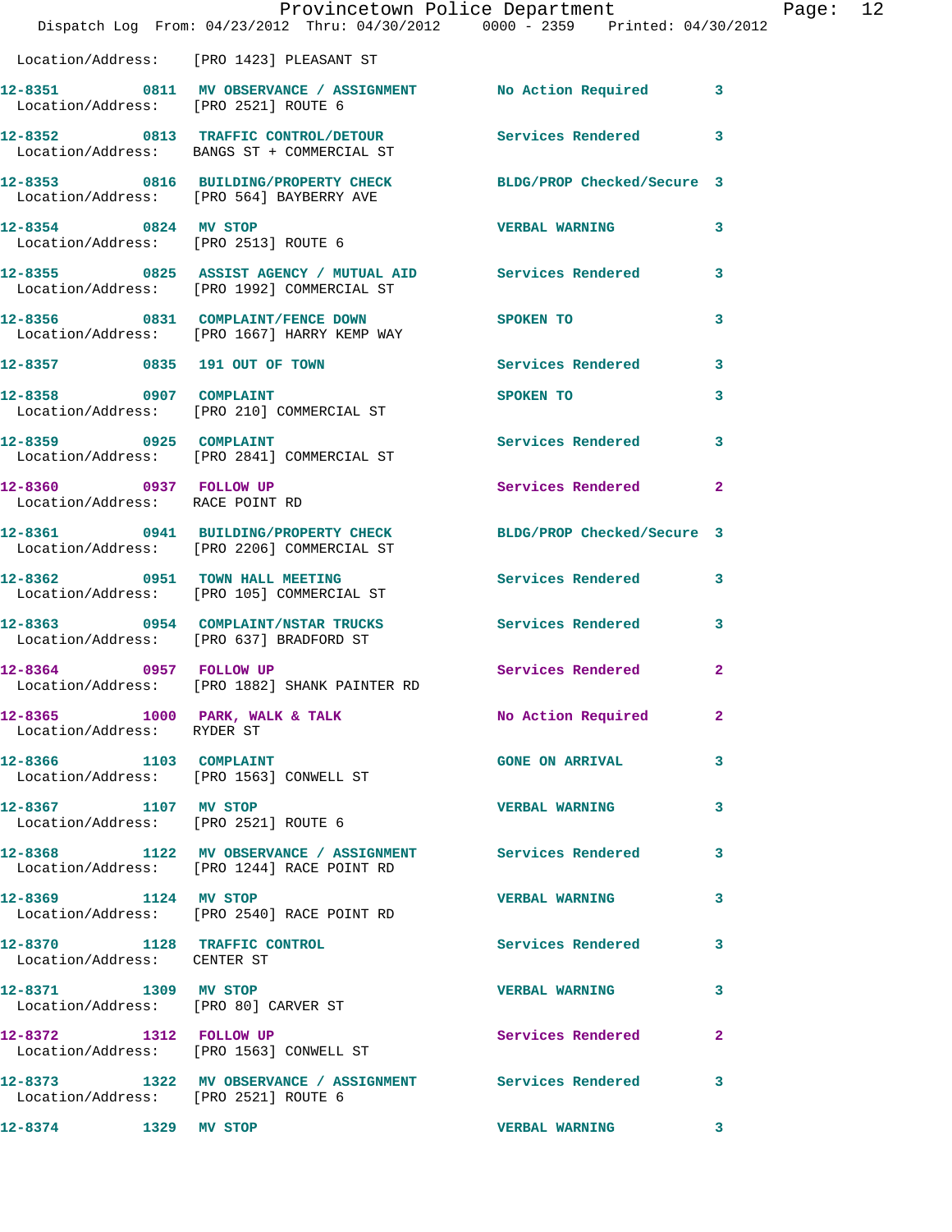Location/Address: [PRO 1423] PLEASANT ST

**12-8351 0811 MV OBSERVANCE / ASSIGNMENT** No Action Required 3
Location/Address: [PRO 2521] ROUTE 6

**12-8352 0813 TRAFFIC CONTROL/DETOUR** Services Rendered 3
Location/Address: BANGS ST + COMMERCIAL ST

**12-8353 0816 BUILDING/PROPERTY CHECK** BLDG/PROP Checked/Secure 3
Location/Address: [PRO 564] BAYBERRY AVE

**12-8354 0824 MV STOP** VERBAL WARNING 3
Location/Address: [PRO 2513] ROUTE 6

**12-8355 0825 ASSIST AGENCY / MUTUAL AID** Services Rendered 3
Location/Address: [PRO 1992] COMMERCIAL ST

**12-8356 0831 COMPLAINT/FENCE DOWN** SPOKEN TO 3
Location/Address: [PRO 1667] HARRY KEMP WAY

**12-8357 0835 191 OUT OF TOWN** Services Rendered 3

**12-8358 0907 COMPLAINT** SPOKEN TO 3
Location/Address: [PRO 210] COMMERCIAL ST

**12-8359 0925 COMPLAINT** Services Rendered 3
Location/Address: [PRO 2841] COMMERCIAL ST

**12-8360 0937 FOLLOW UP** Services Rendered 2
Location/Address: RACE POINT RD

**12-8361 0941 BUILDING/PROPERTY CHECK** BLDG/PROP Checked/Secure 3
Location/Address: [PRO 2206] COMMERCIAL ST

**12-8362 0951 TOWN HALL MEETING** Services Rendered 3
Location/Address: [PRO 105] COMMERCIAL ST

**12-8363 0954 COMPLAINT/NSTAR TRUCKS** Services Rendered 3
Location/Address: [PRO 637] BRADFORD ST

**12-8364 0957 FOLLOW UP** Services Rendered 2
Location/Address: [PRO 1882] SHANK PAINTER RD

**12-8365 1000 PARK, WALK & TALK** No Action Required 2
Location/Address: RYDER ST

**12-8366 1103 COMPLAINT** GONE ON ARRIVAL 3
Location/Address: [PRO 1563] CONWELL ST

**12-8367 1107 MV STOP** VERBAL WARNING 3
Location/Address: [PRO 2521] ROUTE 6

**12-8368 1122 MV OBSERVANCE / ASSIGNMENT** Services Rendered 3
Location/Address: [PRO 1244] RACE POINT RD

**12-8369 1124 MV STOP** VERBAL WARNING 3
Location/Address: [PRO 2540] RACE POINT RD

**12-8370 1128 TRAFFIC CONTROL** Services Rendered 3
Location/Address: CENTER ST

**12-8371 1309 MV STOP** VERBAL WARNING 3
Location/Address: [PRO 80] CARVER ST

**12-8372 1312 FOLLOW UP** Services Rendered 2
Location/Address: [PRO 1563] CONWELL ST

**12-8373 1322 MV OBSERVANCE / ASSIGNMENT** Services Rendered 3
Location/Address: [PRO 2521] ROUTE 6

**12-8374 1329 MV STOP** VERBAL WARNING 3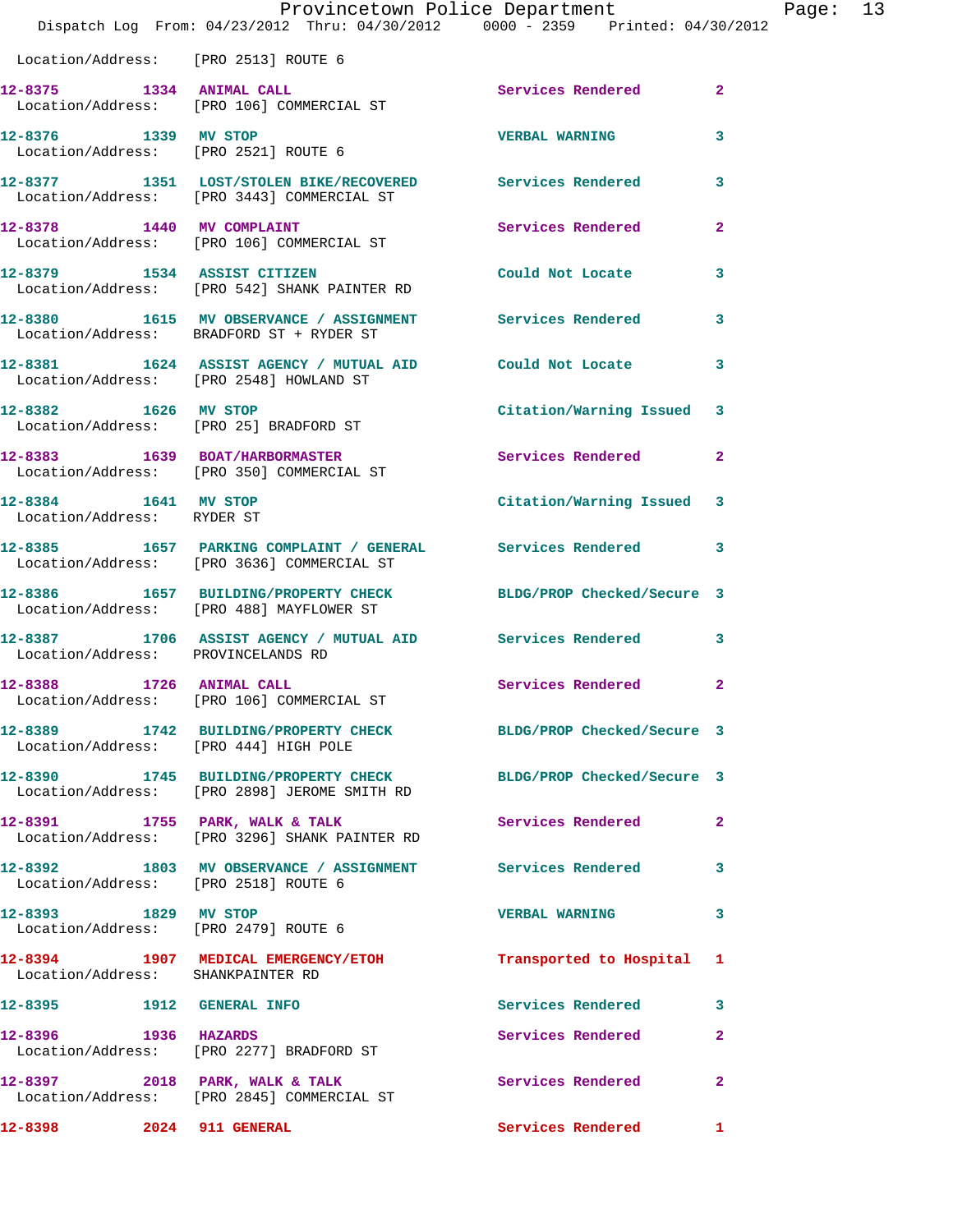Location/Address: [PRO 2513] ROUTE 6

| Call # | Time | Call Reason | Action | Priority |
|---|---|---|---|---|
| 12-8375 | 1334 | ANIMAL CALL | Services Rendered | 2 |
| | | Location/Address: [PRO 106] COMMERCIAL ST | | |
| 12-8376 | 1339 | MV STOP | VERBAL WARNING | 3 |
| | | Location/Address: [PRO 2521] ROUTE 6 | | |
| 12-8377 | 1351 | LOST/STOLEN BIKE/RECOVERED | Services Rendered | 3 |
| | | Location/Address: [PRO 3443] COMMERCIAL ST | | |
| 12-8378 | 1440 | MV COMPLAINT | Services Rendered | 2 |
| | | Location/Address: [PRO 106] COMMERCIAL ST | | |
| 12-8379 | 1534 | ASSIST CITIZEN | Could Not Locate | 3 |
| | | Location/Address: [PRO 542] SHANK PAINTER RD | | |
| 12-8380 | 1615 | MV OBSERVANCE / ASSIGNMENT | Services Rendered | 3 |
| | | Location/Address: BRADFORD ST + RYDER ST | | |
| 12-8381 | 1624 | ASSIST AGENCY / MUTUAL AID | Could Not Locate | 3 |
| | | Location/Address: [PRO 2548] HOWLAND ST | | |
| 12-8382 | 1626 | MV STOP | Citation/Warning Issued | 3 |
| | | Location/Address: [PRO 25] BRADFORD ST | | |
| 12-8383 | 1639 | BOAT/HARBORMASTER | Services Rendered | 2 |
| | | Location/Address: [PRO 350] COMMERCIAL ST | | |
| 12-8384 | 1641 | MV STOP | Citation/Warning Issued | 3 |
| | | Location/Address: RYDER ST | | |
| 12-8385 | 1657 | PARKING COMPLAINT / GENERAL | Services Rendered | 3 |
| | | Location/Address: [PRO 3636] COMMERCIAL ST | | |
| 12-8386 | 1657 | BUILDING/PROPERTY CHECK | BLDG/PROP Checked/Secure | 3 |
| | | Location/Address: [PRO 488] MAYFLOWER ST | | |
| 12-8387 | 1706 | ASSIST AGENCY / MUTUAL AID | Services Rendered | 3 |
| | | Location/Address: PROVINCELANDS RD | | |
| 12-8388 | 1726 | ANIMAL CALL | Services Rendered | 2 |
| | | Location/Address: [PRO 106] COMMERCIAL ST | | |
| 12-8389 | 1742 | BUILDING/PROPERTY CHECK | BLDG/PROP Checked/Secure | 3 |
| | | Location/Address: [PRO 444] HIGH POLE | | |
| 12-8390 | 1745 | BUILDING/PROPERTY CHECK | BLDG/PROP Checked/Secure | 3 |
| | | Location/Address: [PRO 2898] JEROME SMITH RD | | |
| 12-8391 | 1755 | PARK, WALK & TALK | Services Rendered | 2 |
| | | Location/Address: [PRO 3296] SHANK PAINTER RD | | |
| 12-8392 | 1803 | MV OBSERVANCE / ASSIGNMENT | Services Rendered | 3 |
| | | Location/Address: [PRO 2518] ROUTE 6 | | |
| 12-8393 | 1829 | MV STOP | VERBAL WARNING | 3 |
| | | Location/Address: [PRO 2479] ROUTE 6 | | |
| 12-8394 | 1907 | MEDICAL EMERGENCY/ETOH | Transported to Hospital | 1 |
| | | Location/Address: SHANKPAINTER RD | | |
| 12-8395 | 1912 | GENERAL INFO | Services Rendered | 3 |
| 12-8396 | 1936 | HAZARDS | Services Rendered | 2 |
| | | Location/Address: [PRO 2277] BRADFORD ST | | |
| 12-8397 | 2018 | PARK, WALK & TALK | Services Rendered | 2 |
| | | Location/Address: [PRO 2845] COMMERCIAL ST | | |
| 12-8398 | 2024 | 911 GENERAL | Services Rendered | 1 |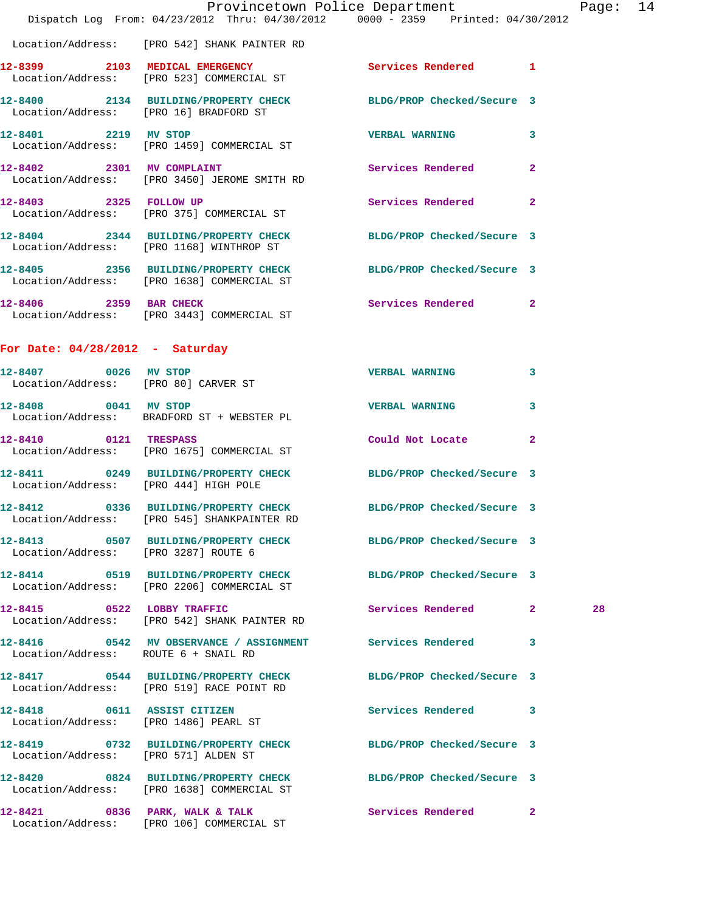Location/Address: [PRO 542] SHANK PAINTER RD

**12-8399** 2103 **MEDICAL EMERGENCY** Services Rendered 1
Location/Address: [PRO 523] COMMERCIAL ST

**12-8400** 2134 **BUILDING/PROPERTY CHECK** BLDG/PROP Checked/Secure 3
Location/Address: [PRO 16] BRADFORD ST

**12-8401** 2219 **MV STOP** VERBAL WARNING 3
Location/Address: [PRO 1459] COMMERCIAL ST

**12-8402** 2301 **MV COMPLAINT** Services Rendered 2
Location/Address: [PRO 3450] JEROME SMITH RD

**12-8403** 2325 **FOLLOW UP** Services Rendered 2
Location/Address: [PRO 375] COMMERCIAL ST

**12-8404** 2344 **BUILDING/PROPERTY CHECK** BLDG/PROP Checked/Secure 3
Location/Address: [PRO 1168] WINTHROP ST

**12-8405** 2356 **BUILDING/PROPERTY CHECK** BLDG/PROP Checked/Secure 3
Location/Address: [PRO 1638] COMMERCIAL ST

**12-8406** 2359 **BAR CHECK** Services Rendered 2
Location/Address: [PRO 3443] COMMERCIAL ST

## For Date: 04/28/2012 - Saturday

**12-8407** 0026 **MV STOP** VERBAL WARNING 3
Location/Address: [PRO 80] CARVER ST

**12-8408** 0041 **MV STOP** VERBAL WARNING 3
Location/Address: BRADFORD ST + WEBSTER PL

**12-8410** 0121 **TRESPASS** Could Not Locate 2
Location/Address: [PRO 1675] COMMERCIAL ST

**12-8411** 0249 **BUILDING/PROPERTY CHECK** BLDG/PROP Checked/Secure 3
Location/Address: [PRO 444] HIGH POLE

**12-8412** 0336 **BUILDING/PROPERTY CHECK** BLDG/PROP Checked/Secure 3
Location/Address: [PRO 545] SHANKPAINTER RD

**12-8413** 0507 **BUILDING/PROPERTY CHECK** BLDG/PROP Checked/Secure 3
Location/Address: [PRO 3287] ROUTE 6

**12-8414** 0519 **BUILDING/PROPERTY CHECK** BLDG/PROP Checked/Secure 3
Location/Address: [PRO 2206] COMMERCIAL ST

**12-8415** 0522 **LOBBY TRAFFIC** Services Rendered 2 28
Location/Address: [PRO 542] SHANK PAINTER RD

**12-8416** 0542 **MV OBSERVANCE / ASSIGNMENT** Services Rendered 3
Location/Address: ROUTE 6 + SNAIL RD

**12-8417** 0544 **BUILDING/PROPERTY CHECK** BLDG/PROP Checked/Secure 3
Location/Address: [PRO 519] RACE POINT RD

**12-8418** 0611 **ASSIST CITIZEN** Services Rendered 3
Location/Address: [PRO 1486] PEARL ST

**12-8419** 0732 **BUILDING/PROPERTY CHECK** BLDG/PROP Checked/Secure 3
Location/Address: [PRO 571] ALDEN ST

**12-8420** 0824 **BUILDING/PROPERTY CHECK** BLDG/PROP Checked/Secure 3
Location/Address: [PRO 1638] COMMERCIAL ST

**12-8421** 0836 **PARK, WALK & TALK** Services Rendered 2
Location/Address: [PRO 106] COMMERCIAL ST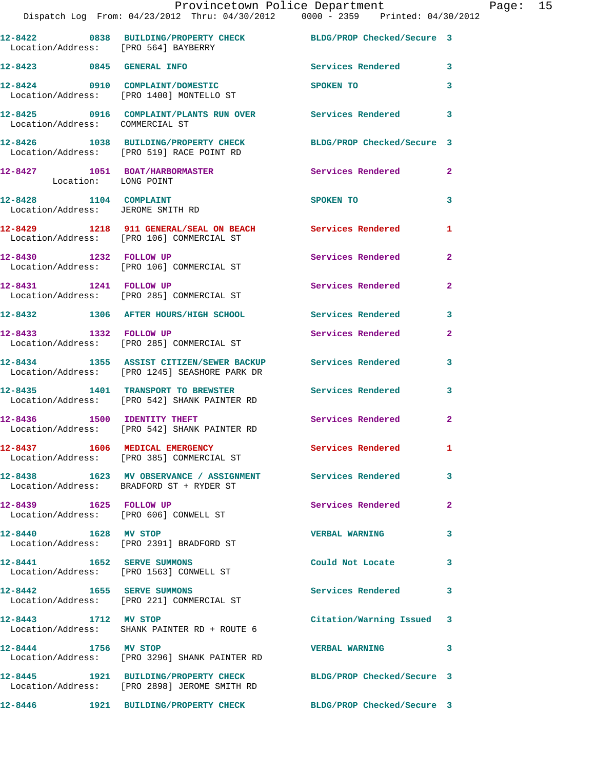12-8422 0838 BUILDING/PROPERTY CHECK BLDG/PROP Checked/Secure 3
Location/Address: [PRO 564] BAYBERRY

12-8423 0845 GENERAL INFO Services Rendered 3

12-8424 0910 COMPLAINT/DOMESTIC SPOKEN TO 3
Location/Address: [PRO 1400] MONTELLO ST

12-8425 0916 COMPLAINT/PLANTS RUN OVER Services Rendered 3
Location/Address: COMMERCIAL ST

12-8426 1038 BUILDING/PROPERTY CHECK BLDG/PROP Checked/Secure 3
Location/Address: [PRO 519] RACE POINT RD

12-8427 1051 BOAT/HARBORMASTER Services Rendered 2
Location: LONG POINT

12-8428 1104 COMPLAINT SPOKEN TO 3
Location/Address: JEROME SMITH RD

12-8429 1218 911 GENERAL/SEAL ON BEACH Services Rendered 1
Location/Address: [PRO 106] COMMERCIAL ST

12-8430 1232 FOLLOW UP Services Rendered 2
Location/Address: [PRO 106] COMMERCIAL ST

12-8431 1241 FOLLOW UP Services Rendered 2
Location/Address: [PRO 285] COMMERCIAL ST

12-8432 1306 AFTER HOURS/HIGH SCHOOL Services Rendered 3

12-8433 1332 FOLLOW UP Services Rendered 2
Location/Address: [PRO 285] COMMERCIAL ST

12-8434 1355 ASSIST CITIZEN/SEWER BACKUP Services Rendered 3
Location/Address: [PRO 1245] SEASHORE PARK DR

12-8435 1401 TRANSPORT TO BREWSTER Services Rendered 3
Location/Address: [PRO 542] SHANK PAINTER RD

12-8436 1500 IDENTITY THEFT Services Rendered 2
Location/Address: [PRO 542] SHANK PAINTER RD

12-8437 1606 MEDICAL EMERGENCY Services Rendered 1
Location/Address: [PRO 385] COMMERCIAL ST

12-8438 1623 MV OBSERVANCE / ASSIGNMENT Services Rendered 3
Location/Address: BRADFORD ST + RYDER ST

12-8439 1625 FOLLOW UP Services Rendered 2
Location/Address: [PRO 606] CONWELL ST

12-8440 1628 MV STOP VERBAL WARNING 3
Location/Address: [PRO 2391] BRADFORD ST

12-8441 1652 SERVE SUMMONS Could Not Locate 3
Location/Address: [PRO 1563] CONWELL ST

12-8442 1655 SERVE SUMMONS Services Rendered 3
Location/Address: [PRO 221] COMMERCIAL ST

12-8443 1712 MV STOP Citation/Warning Issued 3
Location/Address: SHANK PAINTER RD + ROUTE 6

12-8444 1756 MV STOP VERBAL WARNING 3
Location/Address: [PRO 3296] SHANK PAINTER RD

12-8445 1921 BUILDING/PROPERTY CHECK BLDG/PROP Checked/Secure 3
Location/Address: [PRO 2898] JEROME SMITH RD

12-8446 1921 BUILDING/PROPERTY CHECK BLDG/PROP Checked/Secure 3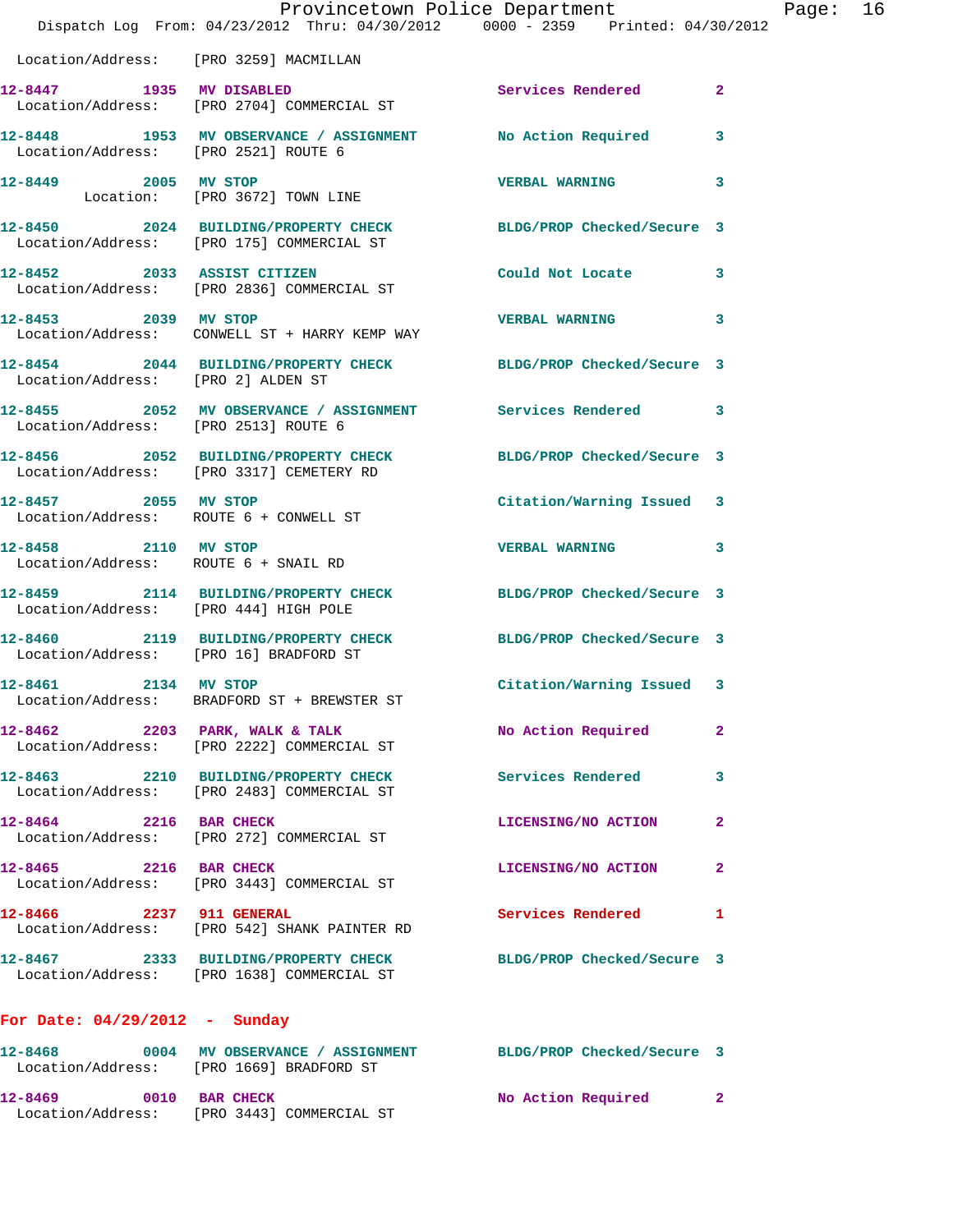Location/Address: [PRO 3259] MACMILLAN

**12-8447 1935 MV DISABLED** Services Rendered 2
Location/Address: [PRO 2704] COMMERCIAL ST

**12-8448 1953 MV OBSERVANCE / ASSIGNMENT** No Action Required 3
Location/Address: [PRO 2521] ROUTE 6

**12-8449 2005 MV STOP** VERBAL WARNING 3
Location: [PRO 3672] TOWN LINE

**12-8450 2024 BUILDING/PROPERTY CHECK** BLDG/PROP Checked/Secure 3
Location/Address: [PRO 175] COMMERCIAL ST

**12-8452 2033 ASSIST CITIZEN** Could Not Locate 3
Location/Address: [PRO 2836] COMMERCIAL ST

**12-8453 2039 MV STOP** VERBAL WARNING 3
Location/Address: CONWELL ST + HARRY KEMP WAY

**12-8454 2044 BUILDING/PROPERTY CHECK** BLDG/PROP Checked/Secure 3
Location/Address: [PRO 2] ALDEN ST

**12-8455 2052 MV OBSERVANCE / ASSIGNMENT** Services Rendered 3
Location/Address: [PRO 2513] ROUTE 6

**12-8456 2052 BUILDING/PROPERTY CHECK** BLDG/PROP Checked/Secure 3
Location/Address: [PRO 3317] CEMETERY RD

**12-8457 2055 MV STOP** Citation/Warning Issued 3
Location/Address: ROUTE 6 + CONWELL ST

**12-8458 2110 MV STOP** VERBAL WARNING 3
Location/Address: ROUTE 6 + SNAIL RD

**12-8459 2114 BUILDING/PROPERTY CHECK** BLDG/PROP Checked/Secure 3
Location/Address: [PRO 444] HIGH POLE

**12-8460 2119 BUILDING/PROPERTY CHECK** BLDG/PROP Checked/Secure 3
Location/Address: [PRO 16] BRADFORD ST

**12-8461 2134 MV STOP** Citation/Warning Issued 3
Location/Address: BRADFORD ST + BREWSTER ST

**12-8462 2203 PARK, WALK & TALK** No Action Required 2
Location/Address: [PRO 2222] COMMERCIAL ST

**12-8463 2210 BUILDING/PROPERTY CHECK** Services Rendered 3
Location/Address: [PRO 2483] COMMERCIAL ST

**12-8464 2216 BAR CHECK** LICENSING/NO ACTION 2
Location/Address: [PRO 272] COMMERCIAL ST

**12-8465 2216 BAR CHECK** LICENSING/NO ACTION 2
Location/Address: [PRO 3443] COMMERCIAL ST

**12-8466 2237 911 GENERAL** Services Rendered 1
Location/Address: [PRO 542] SHANK PAINTER RD

**12-8467 2333 BUILDING/PROPERTY CHECK** BLDG/PROP Checked/Secure 3
Location/Address: [PRO 1638] COMMERCIAL ST

## For Date: 04/29/2012 - Sunday

**12-8468 0004 MV OBSERVANCE / ASSIGNMENT** BLDG/PROP Checked/Secure 3
Location/Address: [PRO 1669] BRADFORD ST

**12-8469 0010 BAR CHECK** No Action Required 2
Location/Address: [PRO 3443] COMMERCIAL ST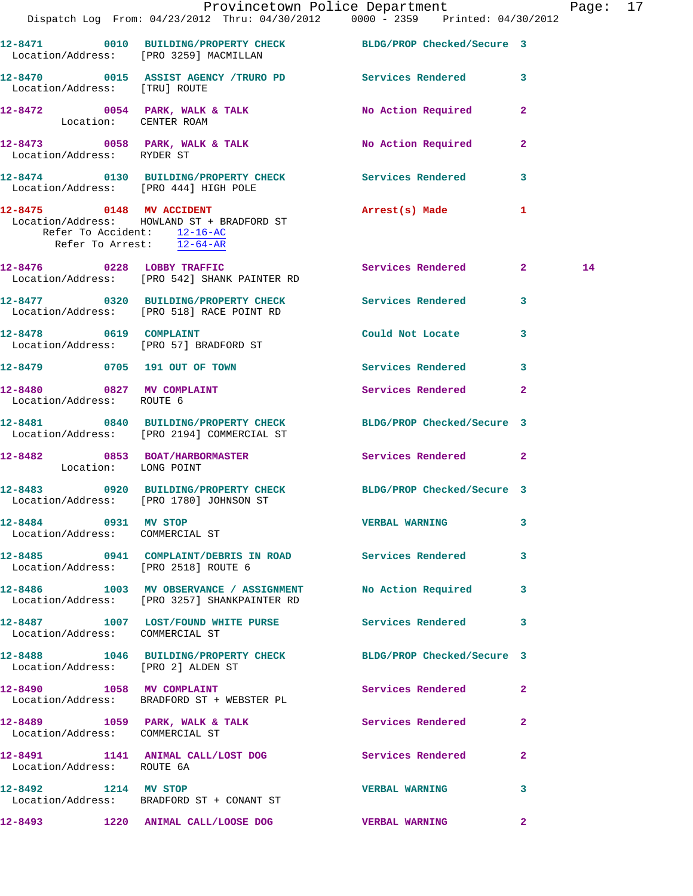12-8471 0010 BUILDING/PROPERTY CHECK BLDG/PROP Checked/Secure 3
Location/Address: [PRO 3259] MACMILLAN

12-8470 0015 ASSIST AGENCY /TRURO PD Services Rendered 3
Location/Address: [TRU] ROUTE

12-8472 0054 PARK, WALK & TALK No Action Required 2
Location: CENTER ROAM

12-8473 0058 PARK, WALK & TALK No Action Required 2
Location/Address: RYDER ST

12-8474 0130 BUILDING/PROPERTY CHECK Services Rendered 3
Location/Address: [PRO 444] HIGH POLE

12-8475 0148 MV ACCIDENT Arrest(s) Made 1
Location/Address: HOWLAND ST + BRADFORD ST
Refer To Accident: 12-16-AC
Refer To Arrest: 12-64-AR

12-8476 0228 LOBBY TRAFFIC Services Rendered 2 14
Location/Address: [PRO 542] SHANK PAINTER RD

12-8477 0320 BUILDING/PROPERTY CHECK Services Rendered 3
Location/Address: [PRO 518] RACE POINT RD

12-8478 0619 COMPLAINT Could Not Locate 3
Location/Address: [PRO 57] BRADFORD ST

12-8479 0705 191 OUT OF TOWN Services Rendered 3

12-8480 0827 MV COMPLAINT Services Rendered 2
Location/Address: ROUTE 6

12-8481 0840 BUILDING/PROPERTY CHECK BLDG/PROP Checked/Secure 3
Location/Address: [PRO 2194] COMMERCIAL ST

12-8482 0853 BOAT/HARBORMASTER Services Rendered 2
Location: LONG POINT

12-8483 0920 BUILDING/PROPERTY CHECK BLDG/PROP Checked/Secure 3
Location/Address: [PRO 1780] JOHNSON ST

12-8484 0931 MV STOP VERBAL WARNING 3
Location/Address: COMMERCIAL ST

12-8485 0941 COMPLAINT/DEBRIS IN ROAD Services Rendered 3
Location/Address: [PRO 2518] ROUTE 6

12-8486 1003 MV OBSERVANCE / ASSIGNMENT No Action Required 3
Location/Address: [PRO 3257] SHANKPAINTER RD

12-8487 1007 LOST/FOUND WHITE PURSE Services Rendered 3
Location/Address: COMMERCIAL ST

12-8488 1046 BUILDING/PROPERTY CHECK BLDG/PROP Checked/Secure 3
Location/Address: [PRO 2] ALDEN ST

12-8490 1058 MV COMPLAINT Services Rendered 2
Location/Address: BRADFORD ST + WEBSTER PL

12-8489 1059 PARK, WALK & TALK Services Rendered 2
Location/Address: COMMERCIAL ST

12-8491 1141 ANIMAL CALL/LOST DOG Services Rendered 2
Location/Address: ROUTE 6A

12-8492 1214 MV STOP VERBAL WARNING 3
Location/Address: BRADFORD ST + CONANT ST

12-8493 1220 ANIMAL CALL/LOOSE DOG VERBAL WARNING 2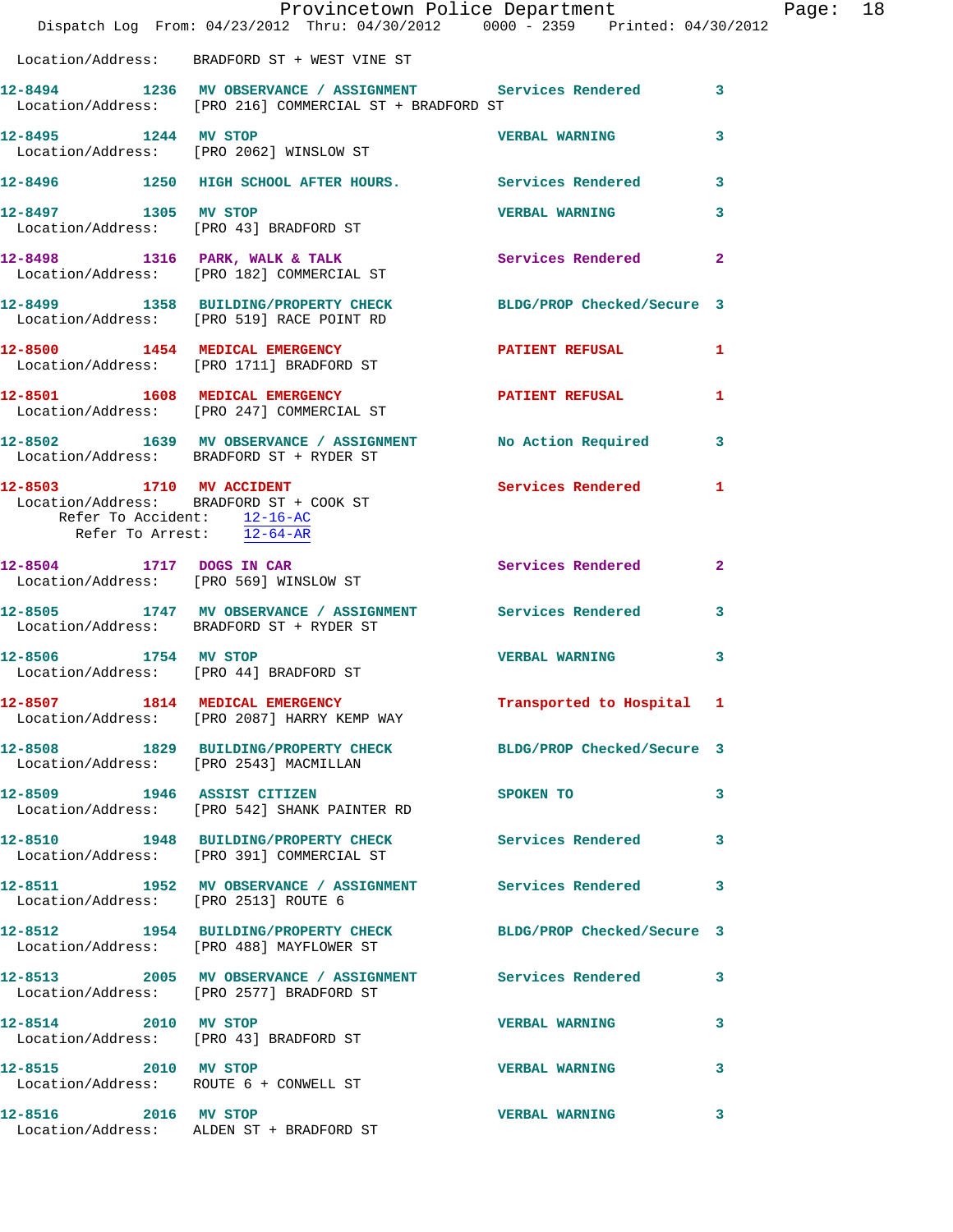Location/Address: BRADFORD ST + WEST VINE ST

**12-8494** 1236 MV OBSERVANCE / ASSIGNMENT Services Rendered 3
Location/Address: [PRO 216] COMMERCIAL ST + BRADFORD ST

**12-8495** 1244 MV STOP VERBAL WARNING 3
Location/Address: [PRO 2062] WINSLOW ST

**12-8496** 1250 HIGH SCHOOL AFTER HOURS. Services Rendered 3

**12-8497** 1305 MV STOP VERBAL WARNING 3
Location/Address: [PRO 43] BRADFORD ST

**12-8498** 1316 PARK, WALK & TALK Services Rendered 2
Location/Address: [PRO 182] COMMERCIAL ST

**12-8499** 1358 BUILDING/PROPERTY CHECK BLDG/PROP Checked/Secure 3
Location/Address: [PRO 519] RACE POINT RD

**12-8500** 1454 MEDICAL EMERGENCY PATIENT REFUSAL 1
Location/Address: [PRO 1711] BRADFORD ST

**12-8501** 1608 MEDICAL EMERGENCY PATIENT REFUSAL 1
Location/Address: [PRO 247] COMMERCIAL ST

**12-8502** 1639 MV OBSERVANCE / ASSIGNMENT No Action Required 3
Location/Address: BRADFORD ST + RYDER ST

**12-8503** 1710 MV ACCIDENT Services Rendered 1
Location/Address: BRADFORD ST + COOK ST
Refer To Accident: 12-16-AC
Refer To Arrest: 12-64-AR

**12-8504** 1717 DOGS IN CAR Services Rendered 2
Location/Address: [PRO 569] WINSLOW ST

**12-8505** 1747 MV OBSERVANCE / ASSIGNMENT Services Rendered 3
Location/Address: BRADFORD ST + RYDER ST

**12-8506** 1754 MV STOP VERBAL WARNING 3
Location/Address: [PRO 44] BRADFORD ST

**12-8507** 1814 MEDICAL EMERGENCY Transported to Hospital 1
Location/Address: [PRO 2087] HARRY KEMP WAY

**12-8508** 1829 BUILDING/PROPERTY CHECK BLDG/PROP Checked/Secure 3
Location/Address: [PRO 2543] MACMILLAN

**12-8509** 1946 ASSIST CITIZEN SPOKEN TO 3
Location/Address: [PRO 542] SHANK PAINTER RD

**12-8510** 1948 BUILDING/PROPERTY CHECK Services Rendered 3
Location/Address: [PRO 391] COMMERCIAL ST

**12-8511** 1952 MV OBSERVANCE / ASSIGNMENT Services Rendered 3
Location/Address: [PRO 2513] ROUTE 6

**12-8512** 1954 BUILDING/PROPERTY CHECK BLDG/PROP Checked/Secure 3
Location/Address: [PRO 488] MAYFLOWER ST

**12-8513** 2005 MV OBSERVANCE / ASSIGNMENT Services Rendered 3
Location/Address: [PRO 2577] BRADFORD ST

**12-8514** 2010 MV STOP VERBAL WARNING 3
Location/Address: [PRO 43] BRADFORD ST

**12-8515** 2010 MV STOP VERBAL WARNING 3
Location/Address: ROUTE 6 + CONWELL ST

**12-8516** 2016 MV STOP VERBAL WARNING 3
Location/Address: ALDEN ST + BRADFORD ST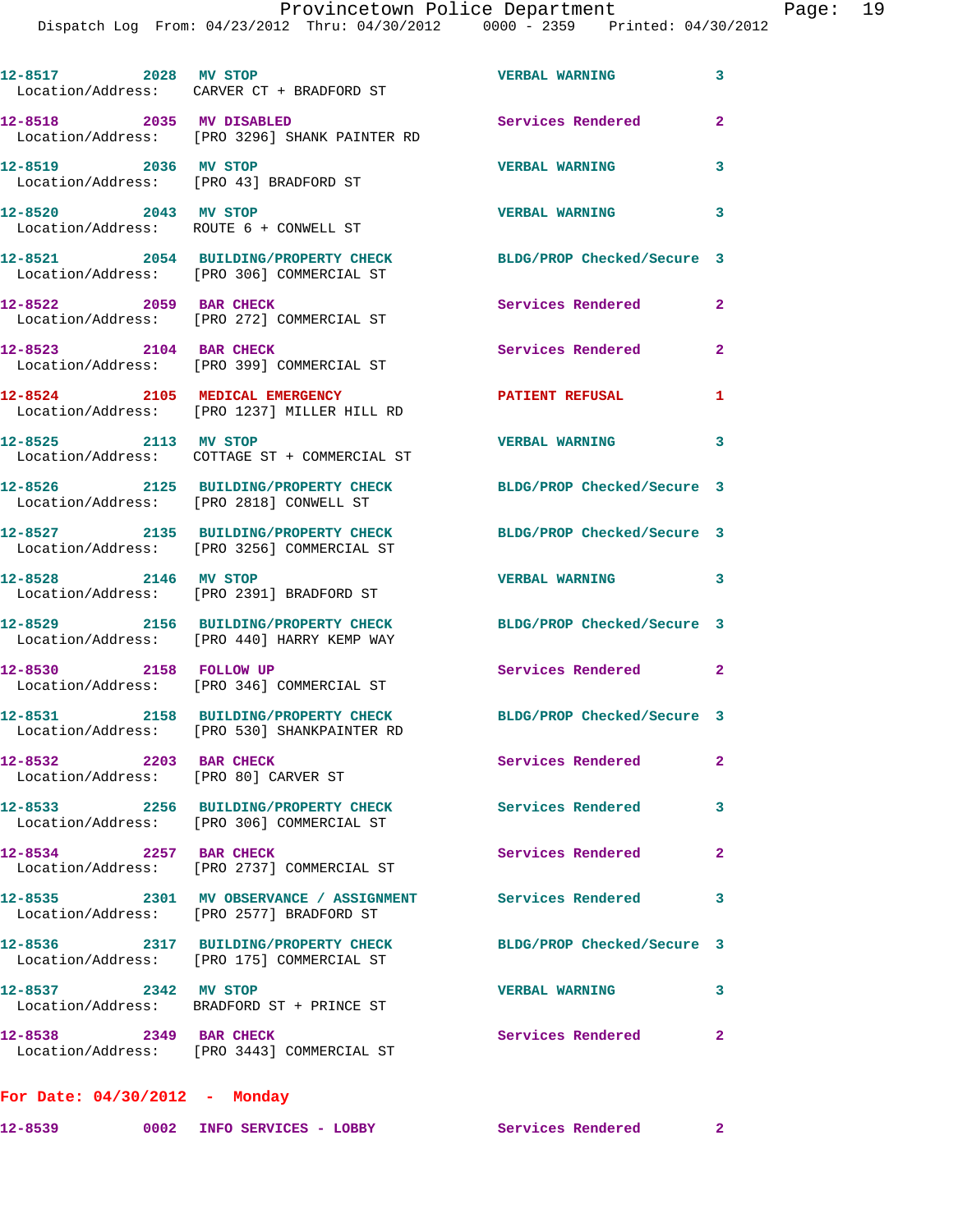| Call # | Time | Call Type | Disposition | Priority |
|---|---|---|---|---|
| 12-8517 | 2028 | MV STOP | VERBAL WARNING | 3 |
| Location/Address: | | CARVER CT + BRADFORD ST | | |
| 12-8518 | 2035 | MV DISABLED | Services Rendered | 2 |
| Location/Address: | | [PRO 3296] SHANK PAINTER RD | | |
| 12-8519 | 2036 | MV STOP | VERBAL WARNING | 3 |
| Location/Address: | | [PRO 43] BRADFORD ST | | |
| 12-8520 | 2043 | MV STOP | VERBAL WARNING | 3 |
| Location/Address: | | ROUTE 6 + CONWELL ST | | |
| 12-8521 | 2054 | BUILDING/PROPERTY CHECK | BLDG/PROP Checked/Secure | 3 |
| Location/Address: | | [PRO 306] COMMERCIAL ST | | |
| 12-8522 | 2059 | BAR CHECK | Services Rendered | 2 |
| Location/Address: | | [PRO 272] COMMERCIAL ST | | |
| 12-8523 | 2104 | BAR CHECK | Services Rendered | 2 |
| Location/Address: | | [PRO 399] COMMERCIAL ST | | |
| 12-8524 | 2105 | MEDICAL EMERGENCY | PATIENT REFUSAL | 1 |
| Location/Address: | | [PRO 1237] MILLER HILL RD | | |
| 12-8525 | 2113 | MV STOP | VERBAL WARNING | 3 |
| Location/Address: | | COTTAGE ST + COMMERCIAL ST | | |
| 12-8526 | 2125 | BUILDING/PROPERTY CHECK | BLDG/PROP Checked/Secure | 3 |
| Location/Address: | | [PRO 2818] CONWELL ST | | |
| 12-8527 | 2135 | BUILDING/PROPERTY CHECK | BLDG/PROP Checked/Secure | 3 |
| Location/Address: | | [PRO 3256] COMMERCIAL ST | | |
| 12-8528 | 2146 | MV STOP | VERBAL WARNING | 3 |
| Location/Address: | | [PRO 2391] BRADFORD ST | | |
| 12-8529 | 2156 | BUILDING/PROPERTY CHECK | BLDG/PROP Checked/Secure | 3 |
| Location/Address: | | [PRO 440] HARRY KEMP WAY | | |
| 12-8530 | 2158 | FOLLOW UP | Services Rendered | 2 |
| Location/Address: | | [PRO 346] COMMERCIAL ST | | |
| 12-8531 | 2158 | BUILDING/PROPERTY CHECK | BLDG/PROP Checked/Secure | 3 |
| Location/Address: | | [PRO 530] SHANKPAINTER RD | | |
| 12-8532 | 2203 | BAR CHECK | Services Rendered | 2 |
| Location/Address: | | [PRO 80] CARVER ST | | |
| 12-8533 | 2256 | BUILDING/PROPERTY CHECK | Services Rendered | 3 |
| Location/Address: | | [PRO 306] COMMERCIAL ST | | |
| 12-8534 | 2257 | BAR CHECK | Services Rendered | 2 |
| Location/Address: | | [PRO 2737] COMMERCIAL ST | | |
| 12-8535 | 2301 | MV OBSERVATION / ASSIGNMENT | Services Rendered | 3 |
| Location/Address: | | [PRO 2577] BRADFORD ST | | |
| 12-8536 | 2317 | BUILDING/PROPERTY CHECK | BLDG/PROP Checked/Secure | 3 |
| Location/Address: | | [PRO 175] COMMERCIAL ST | | |
| 12-8537 | 2342 | MV STOP | VERBAL WARNING | 3 |
| Location/Address: | | BRADFORD ST + PRINCE ST | | |
| 12-8538 | 2349 | BAR CHECK | Services Rendered | 2 |
| Location/Address: | | [PRO 3443] COMMERCIAL ST | | |

**For Date: 04/30/2012 - Monday**

| Call # | Time | Call Type | Disposition | Priority |
|---|---|---|---|---|
| 12-8539 | 0002 | INFO SERVICES - LOBBY | Services Rendered | 2 |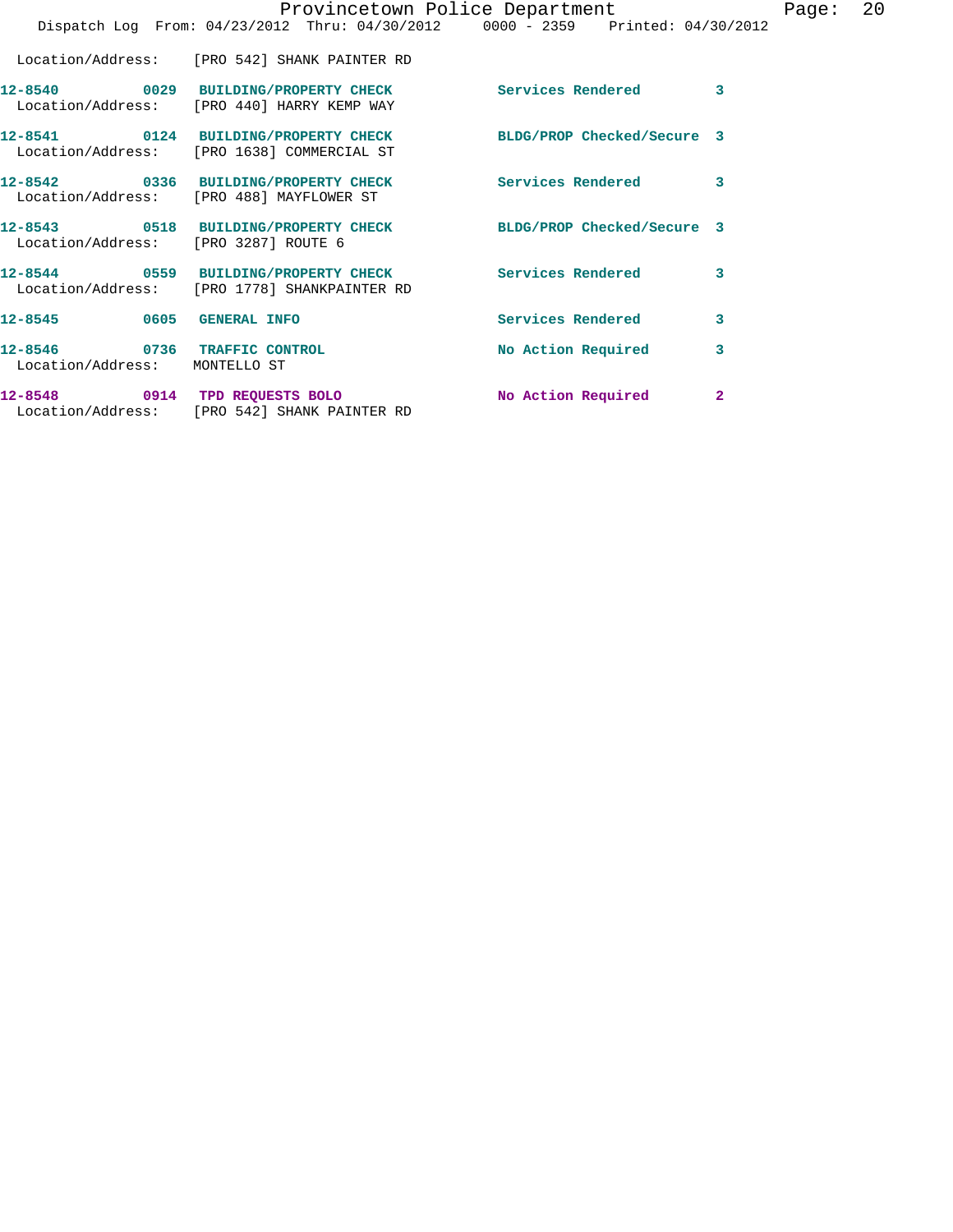Location/Address: [PRO 542] SHANK PAINTER RD

12-8540 0029 BUILDING/PROPERTY CHECK Services Rendered 3
Location/Address: [PRO 440] HARRY KEMP WAY

12-8541 0124 BUILDING/PROPERTY CHECK BLDG/PROP Checked/Secure 3
Location/Address: [PRO 1638] COMMERCIAL ST

12-8542 0336 BUILDING/PROPERTY CHECK Services Rendered 3
Location/Address: [PRO 488] MAYFLOWER ST

12-8543 0518 BUILDING/PROPERTY CHECK BLDG/PROP Checked/Secure 3
Location/Address: [PRO 3287] ROUTE 6

12-8544 0559 BUILDING/PROPERTY CHECK Services Rendered 3
Location/Address: [PRO 1778] SHANKPAINTER RD

12-8545 0605 GENERAL INFO Services Rendered 3

12-8546 0736 TRAFFIC CONTROL No Action Required 3
Location/Address: MONTELLO ST

12-8548 0914 TPD REQUESTS BOLO No Action Required 2
Location/Address: [PRO 542] SHANK PAINTER RD